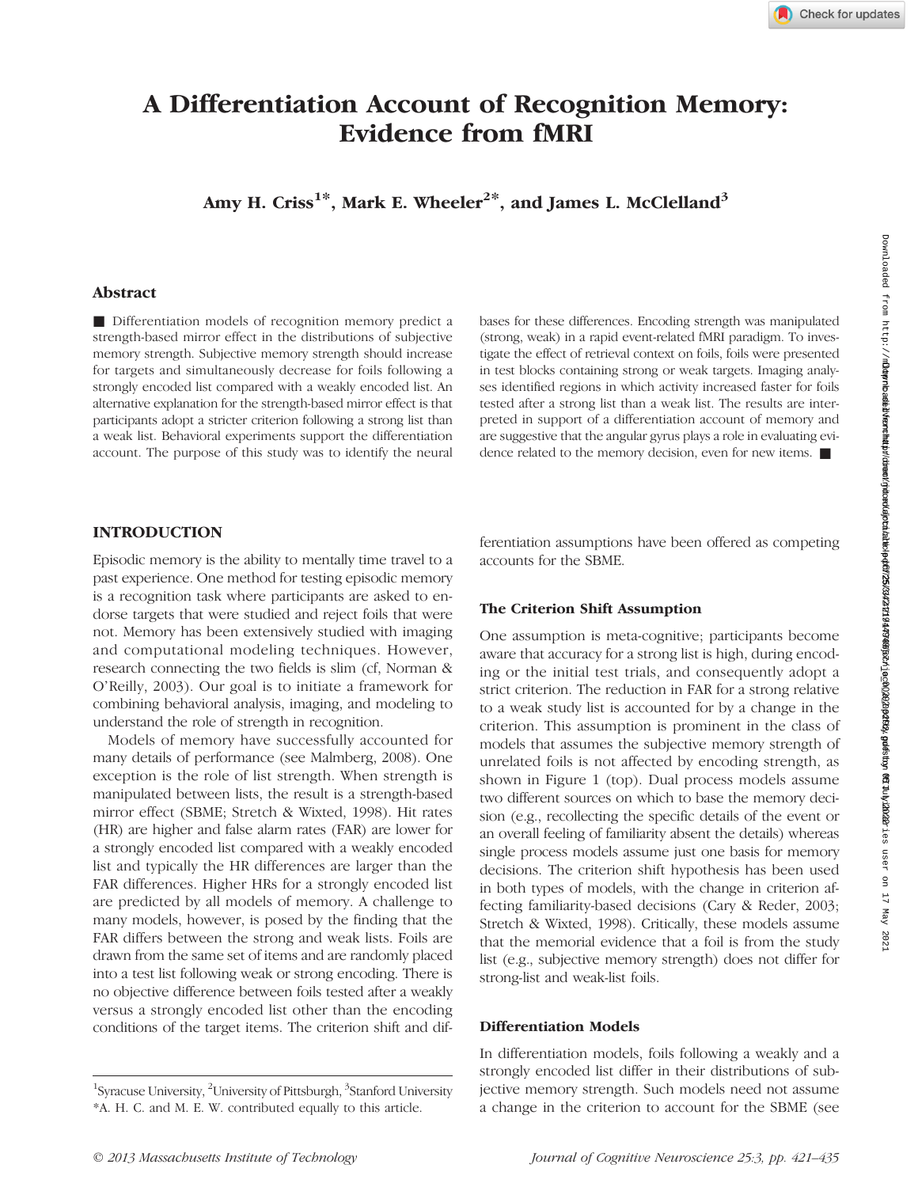# A Differentiation Account of Recognition Memory: Evidence from fMRI

**Amy H. Criss[1*], Mark E. Wheeler[2*], and James L. McClelland[3]**

## Abstract

■ Differentiation models of recognition memory predict a strength-based mirror effect in the distributions of subjective memory strength. Subjective memory strength should increase for targets and simultaneously decrease for foils following a strongly encoded list compared with a weakly encoded list. An alternative explanation for the strength-based mirror effect is that participants adopt a stricter criterion following a strong list than a weak list. Behavioral experiments support the differentiation account. The purpose of this study was to identify the neural bases for these differences. Encoding strength was manipulated (strong, weak) in a rapid event-related fMRI paradigm. To investigate the effect of retrieval context on foils, foils were presented in test blocks containing strong or weak targets. Imaging analyses identified regions in which activity increased faster for foils tested after a strong list than a weak list. The results are interpreted in support of a differentiation account of memory and are suggestive that the angular gyrus plays a role in evaluating evidence related to the memory decision, even for new items. ■

## INTRODUCTION

Episodic memory is the ability to mentally time travel to a past experience. One method for testing episodic memory is a recognition task where participants are asked to endorse targets that were studied and reject foils that were not. Memory has been extensively studied with imaging and computational modeling techniques. However, research connecting the two fields is slim (cf, Norman & O'Reilly, 2003). Our goal is to initiate a framework for combining behavioral analysis, imaging, and modeling to understand the role of strength in recognition.

Models of memory have successfully accounted for many details of performance (see Malmberg, 2008). One exception is the role of list strength. When strength is manipulated between lists, the result is a strength-based mirror effect (SBME; Stretch & Wixted, 1998). Hit rates (HR) are higher and false alarm rates (FAR) are lower for a strongly encoded list compared with a weakly encoded list and typically the HR differences are larger than the FAR differences. Higher HRs for a strongly encoded list are predicted by all models of memory. A challenge to many models, however, is posed by the finding that the FAR differs between the strong and weak lists. Foils are drawn from the same set of items and are randomly placed into a test list following weak or strong encoding. There is no objective difference between foils tested after a weakly versus a strongly encoded list other than the encoding conditions of the target items. The criterion shift and differentiation assumptions have been offered as competing accounts for the SBME.

### The Criterion Shift Assumption

One assumption is meta-cognitive; participants become aware that accuracy for a strong list is high, during encoding or the initial test trials, and consequently adopt a strict criterion. The reduction in FAR for a strong relative to a weak study list is accounted for by a change in the criterion. This assumption is prominent in the class of models that assumes the subjective memory strength of unrelated foils is not affected by encoding strength, as shown in Figure 1 (top). Dual process models assume two different sources on which to base the memory decision (e.g., recollecting the specific details of the event or an overall feeling of familiarity absent the details) whereas single process models assume just one basis for memory decisions. The criterion shift hypothesis has been used in both types of models, with the change in criterion affecting familiarity-based decisions (Cary & Reder, 2003; Stretch & Wixted, 1998). Critically, these models assume that the memorial evidence that a foil is from the study list (e.g., subjective memory strength) does not differ for strong-list and weak-list foils.

### Differentiation Models

In differentiation models, foils following a weakly and a strongly encoded list differ in their distributions of subjective memory strength. Such models need not assume a change in the criterion to account for the SBME (see

[1]Syracuse University, [2]University of Pittsburgh, [3]Stanford University
*A. H. C. and M. E. W. contributed equally to this article.

© 2013 Massachusetts Institute of Technology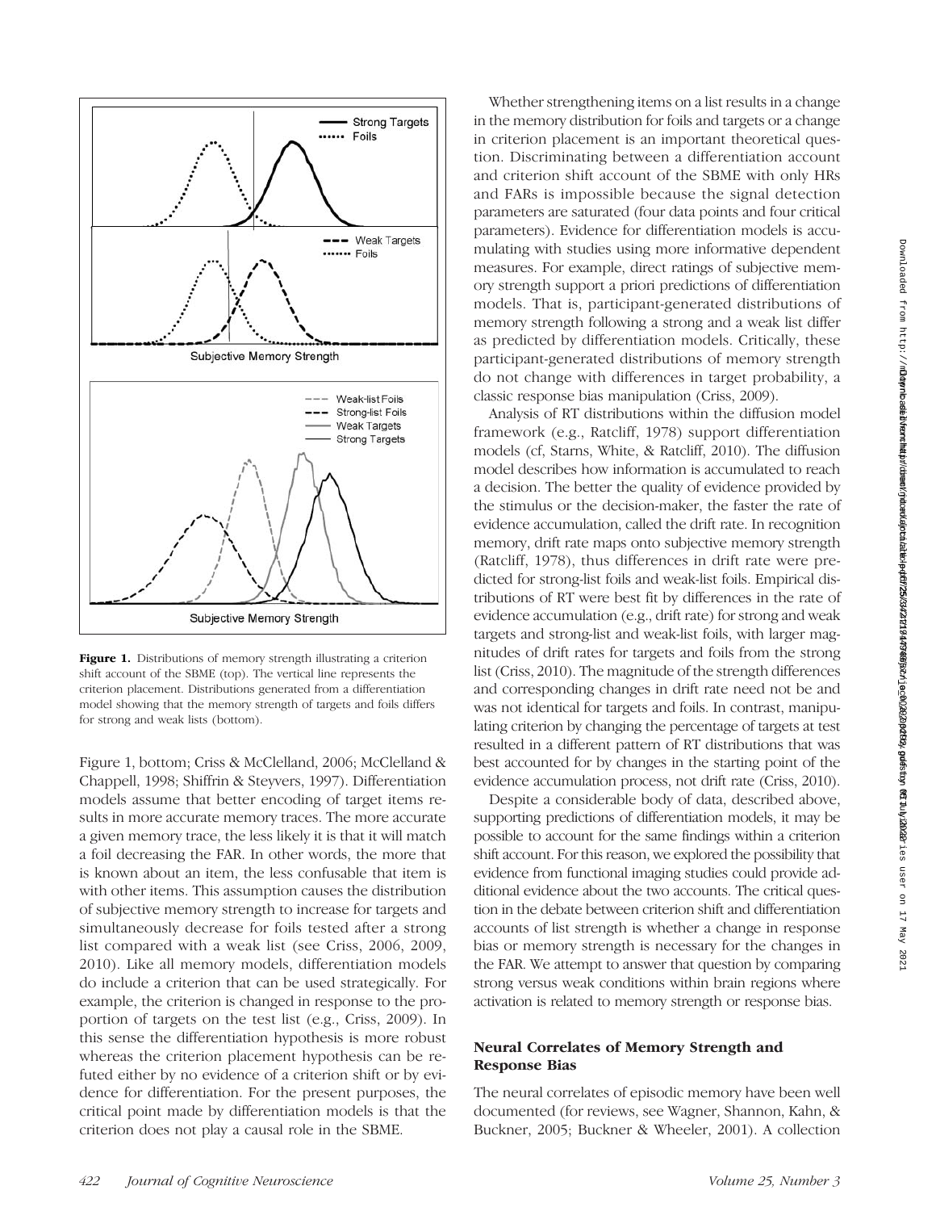Strong Targets
Foils

Weak Targets
Foils

Subjective Memory Strength

Weak-list Foils
Strong-list Foils
Weak Targets
Strong Targets

Subjective Memory Strength

**Figure 1.** Distributions of memory strength illustrating a criterion shift account of the SBME (top). The vertical line represents the criterion placement. Distributions generated from a differentiation model showing that the memory strength of targets and foils differs for strong and weak lists (bottom).

Figure 1, bottom; Criss & McClelland, 2006; McClelland & Chappell, 1998; Shiffrin & Steyvers, 1997). Differentiation models assume that better encoding of target items results in more accurate memory traces. The more accurate a given memory trace, the less likely it is that it will match a foil decreasing the FAR. In other words, the more that is known about an item, the less confusable that item is with other items. This assumption causes the distribution of subjective memory strength to increase for targets and simultaneously decrease for foils tested after a strong list compared with a weak list (see Criss, 2006, 2009, 2010). Like all memory models, differentiation models do include a criterion that can be used strategically. For example, the criterion is changed in response to the proportion of targets on the test list (e.g., Criss, 2009). In this sense the differentiation hypothesis is more robust whereas the criterion placement hypothesis can be refuted either by no evidence of a criterion shift or by evidence for differentiation. For the present purposes, the critical point made by differentiation models is that the criterion does not play a causal role in the SBME.

Whether strengthening items on a list results in a change in the memory distribution for foils and targets or a change in criterion placement is an important theoretical question. Discriminating between a differentiation account and criterion shift account of the SBME with only HRs and FARs is impossible because the signal detection parameters are saturated (four data points and four critical parameters). Evidence for differentiation models is accumulating with studies using more informative dependent measures. For example, direct ratings of subjective memory strength support a priori predictions of differentiation models. That is, participant-generated distributions of memory strength following a strong and a weak list differ as predicted by differentiation models. Critically, these participant-generated distributions of memory strength do not change with differences in target probability, a classic response bias manipulation (Criss, 2009).

Analysis of RT distributions within the diffusion model framework (e.g., Ratcliff, 1978) support differentiation models (cf, Starns, White, & Ratcliff, 2010). The diffusion model describes how information is accumulated to reach a decision. The better the quality of evidence provided by the stimulus or the decision-maker, the faster the rate of evidence accumulation, called the drift rate. In recognition memory, drift rate maps onto subjective memory strength (Ratcliff, 1978), thus differences in drift rate were predicted for strong-list foils and weak-list foils. Empirical distributions of RT were best fit by differences in the rate of evidence accumulation (e.g., drift rate) for strong and weak targets and strong-list and weak-list foils, with larger magnitudes of drift rates for targets and foils from the strong list (Criss, 2010). The magnitude of the strength differences and corresponding changes in drift rate need not be and was not identical for targets and foils. In contrast, manipulating criterion by changing the percentage of targets at test resulted in a different pattern of RT distributions that was best accounted for by changes in the starting point of the evidence accumulation process, not drift rate (Criss, 2010).

Despite a considerable body of data, described above, supporting predictions of differentiation models, it may be possible to account for the same findings within a criterion shift account. For this reason, we explored the possibility that evidence from functional imaging studies could provide additional evidence about the two accounts. The critical question in the debate between criterion shift and differentiation accounts of list strength is whether a change in response bias or memory strength is necessary for the changes in the FAR. We attempt to answer that question by comparing strong versus weak conditions within brain regions where activation is related to memory strength or response bias.

## Neural Correlates of Memory Strength and Response Bias

The neural correlates of episodic memory have been well documented (for reviews, see Wagner, Shannon, Kahn, & Buckner, 2005; Buckner & Wheeler, 2001). A collection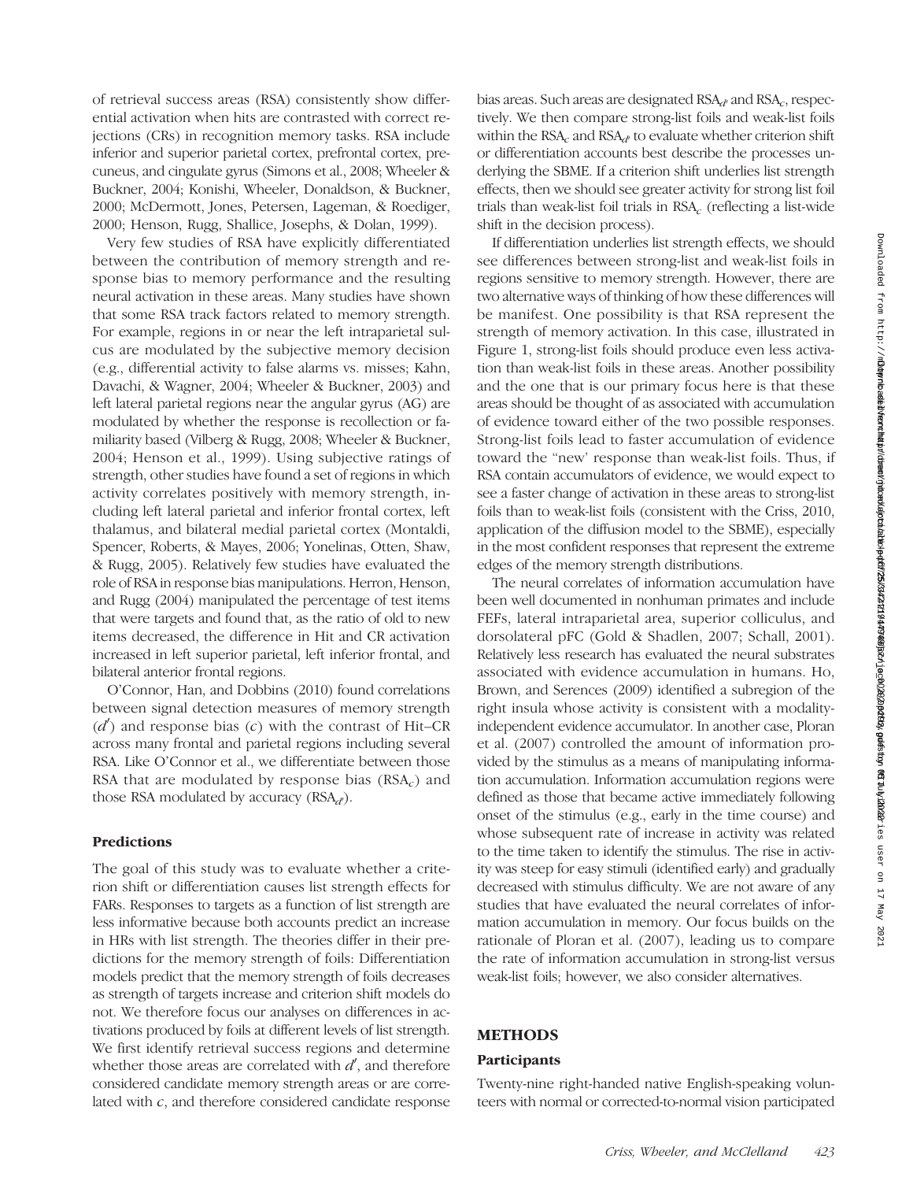of retrieval success areas (RSA) consistently show differential activation when hits are contrasted with correct rejections (CRs) in recognition memory tasks. RSA include inferior and superior parietal cortex, prefrontal cortex, precuneus, and cingulate gyrus (Simons et al., 2008; Wheeler & Buckner, 2004; Konishi, Wheeler, Donaldson, & Buckner, 2000; McDermott, Jones, Petersen, Lageman, & Roediger, 2000; Henson, Rugg, Shallice, Josephs, & Dolan, 1999).

Very few studies of RSA have explicitly differentiated between the contribution of memory strength and response bias to memory performance and the resulting neural activation in these areas. Many studies have shown that some RSA track factors related to memory strength. For example, regions in or near the left intraparietal sulcus are modulated by the subjective memory decision (e.g., differential activity to false alarms vs. misses; Kahn, Davachi, & Wagner, 2004; Wheeler & Buckner, 2003) and left lateral parietal regions near the angular gyrus (AG) are modulated by whether the response is recollection or familiarity based (Vilberg & Rugg, 2008; Wheeler & Buckner, 2004; Henson et al., 1999). Using subjective ratings of strength, other studies have found a set of regions in which activity correlates positively with memory strength, including left lateral parietal and inferior frontal cortex, left thalamus, and bilateral medial parietal cortex (Montaldi, Spencer, Roberts, & Mayes, 2006; Yonelinas, Otten, Shaw, & Rugg, 2005). Relatively few studies have evaluated the role of RSA in response bias manipulations. Herron, Henson, and Rugg (2004) manipulated the percentage of test items that were targets and found that, as the ratio of old to new items decreased, the difference in Hit and CR activation increased in left superior parietal, left inferior frontal, and bilateral anterior frontal regions.

O'Connor, Han, and Dobbins (2010) found correlations between signal detection measures of memory strength ($d'$) and response bias ($c$) with the contrast of Hit–CR across many frontal and parietal regions including several RSA. Like O'Connor et al., we differentiate between those RSA that are modulated by response bias ($RSA_c$) and those RSA modulated by accuracy ($RSA_{d'}$).

## Predictions

The goal of this study was to evaluate whether a criterion shift or differentiation causes list strength effects for FARs. Responses to targets as a function of list strength are less informative because both accounts predict an increase in HRs with list strength. The theories differ in their predictions for the memory strength of foils: Differentiation models predict that the memory strength of foils decreases as strength of targets increase and criterion shift models do not. We therefore focus our analyses on differences in activations produced by foils at different levels of list strength. We first identify retrieval success regions and determine whether those areas are correlated with $d'$, and therefore considered candidate memory strength areas or are correlated with $c$, and therefore considered candidate response bias areas. Such areas are designated $RSA_{d'}$ and $RSA_c$, respectively. We then compare strong-list foils and weak-list foils within the $RSA_c$ and $RSA_{d'}$ to evaluate whether criterion shift or differentiation accounts best describe the processes underlying the SBME. If a criterion shift underlies list strength effects, then we should see greater activity for strong list foil trials than weak-list foil trials in $RSA_c$ (reflecting a list-wide shift in the decision process).

If differentiation underlies list strength effects, we should see differences between strong-list and weak-list foils in regions sensitive to memory strength. However, there are two alternative ways of thinking of how these differences will be manifest. One possibility is that RSA represent the strength of memory activation. In this case, illustrated in Figure 1, strong-list foils should produce even less activation than weak-list foils in these areas. Another possibility and the one that is our primary focus here is that these areas should be thought of as associated with accumulation of evidence toward either of the two possible responses. Strong-list foils lead to faster accumulation of evidence toward the "new' response than weak-list foils. Thus, if RSA contain accumulators of evidence, we would expect to see a faster change of activation in these areas to strong-list foils than to weak-list foils (consistent with the Criss, 2010, application of the diffusion model to the SBME), especially in the most confident responses that represent the extreme edges of the memory strength distributions.

The neural correlates of information accumulation have been well documented in nonhuman primates and include FEFs, lateral intraparietal area, superior colliculus, and dorsolateral pFC (Gold & Shadlen, 2007; Schall, 2001). Relatively less research has evaluated the neural substrates associated with evidence accumulation in humans. Ho, Brown, and Serences (2009) identified a subregion of the right insula whose activity is consistent with a modality-independent evidence accumulator. In another case, Ploran et al. (2007) controlled the amount of information provided by the stimulus as a means of manipulating information accumulation. Information accumulation regions were defined as those that became active immediately following onset of the stimulus (e.g., early in the time course) and whose subsequent rate of increase in activity was related to the time taken to identify the stimulus. The rise in activity was steep for easy stimuli (identified early) and gradually decreased with stimulus difficulty. We are not aware of any studies that have evaluated the neural correlates of information accumulation in memory. Our focus builds on the rationale of Ploran et al. (2007), leading us to compare the rate of information accumulation in strong-list versus weak-list foils; however, we also consider alternatives.

# METHODS

## Participants

Twenty-nine right-handed native English-speaking volunteers with normal or corrected-to-normal vision participated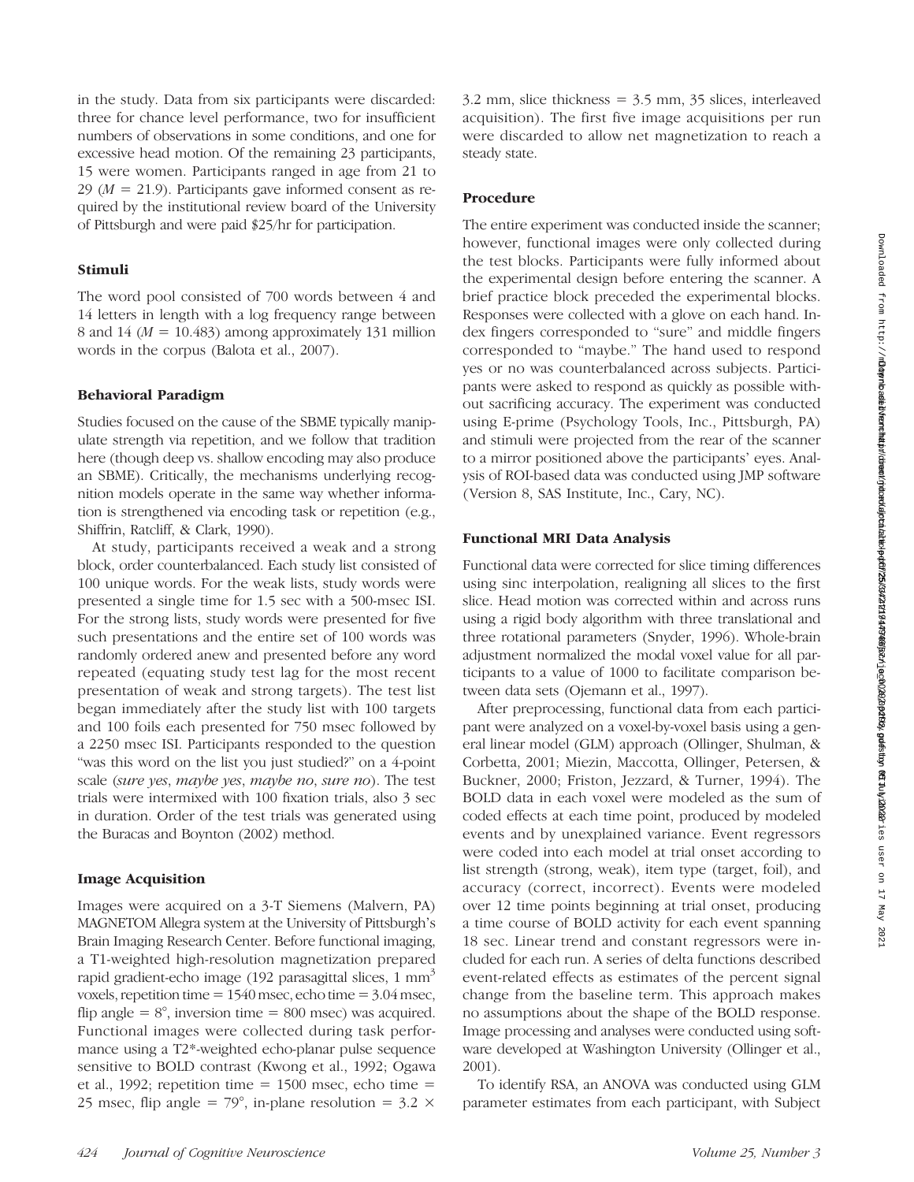in the study. Data from six participants were discarded: three for chance level performance, two for insufficient numbers of observations in some conditions, and one for excessive head motion. Of the remaining 23 participants, 15 were women. Participants ranged in age from 21 to 29 ($M = 21.9$). Participants gave informed consent as required by the institutional review board of the University of Pittsburgh and were paid $25/hr for participation.

### Stimuli

The word pool consisted of 700 words between 4 and 14 letters in length with a log frequency range between 8 and 14 ($M = 10.483$) among approximately 131 million words in the corpus (Balota et al., 2007).

### Behavioral Paradigm

Studies focused on the cause of the SBME typically manipulate strength via repetition, and we follow that tradition here (though deep vs. shallow encoding may also produce an SBME). Critically, the mechanisms underlying recognition models operate in the same way whether information is strengthened via encoding task or repetition (e.g., Shiffrin, Ratcliff, & Clark, 1990).

At study, participants received a weak and a strong block, order counterbalanced. Each study list consisted of 100 unique words. For the weak lists, study words were presented a single time for 1.5 sec with a 500-msec ISI. For the strong lists, study words were presented for five such presentations and the entire set of 100 words was randomly ordered anew and presented before any word repeated (equating study test lag for the most recent presentation of weak and strong targets). The test list began immediately after the study list with 100 targets and 100 foils each presented for 750 msec followed by a 2250 msec ISI. Participants responded to the question "was this word on the list you just studied?" on a 4-point scale (*sure yes*, *maybe yes*, *maybe no*, *sure no*). The test trials were intermixed with 100 fixation trials, also 3 sec in duration. Order of the test trials was generated using the Buracas and Boynton (2002) method.

### Image Acquisition

Images were acquired on a 3-T Siemens (Malvern, PA) MAGNETOM Allegra system at the University of Pittsburgh's Brain Imaging Research Center. Before functional imaging, a T1-weighted high-resolution magnetization prepared rapid gradient-echo image (192 parasagittal slices, 1 $mm^3$ voxels, repetition time = 1540 msec, echo time = 3.04 msec, flip angle = 8°, inversion time = 800 msec) was acquired. Functional images were collected during task performance using a T2*-weighted echo-planar pulse sequence sensitive to BOLD contrast (Kwong et al., 1992; Ogawa et al., 1992; repetition time = 1500 msec, echo time = 25 msec, flip angle = 79°, in-plane resolution = 3.2 × 3.2 mm, slice thickness = 3.5 mm, 35 slices, interleaved acquisition). The first five image acquisitions per run were discarded to allow net magnetization to reach a steady state.

### Procedure

The entire experiment was conducted inside the scanner; however, functional images were only collected during the test blocks. Participants were fully informed about the experimental design before entering the scanner. A brief practice block preceded the experimental blocks. Responses were collected with a glove on each hand. Index fingers corresponded to "sure" and middle fingers corresponded to "maybe." The hand used to respond yes or no was counterbalanced across subjects. Participants were asked to respond as quickly as possible without sacrificing accuracy. The experiment was conducted using E-prime (Psychology Tools, Inc., Pittsburgh, PA) and stimuli were projected from the rear of the scanner to a mirror positioned above the participants' eyes. Analysis of ROI-based data was conducted using JMP software (Version 8, SAS Institute, Inc., Cary, NC).

### Functional MRI Data Analysis

Functional data were corrected for slice timing differences using sinc interpolation, realigning all slices to the first slice. Head motion was corrected within and across runs using a rigid body algorithm with three translational and three rotational parameters (Snyder, 1996). Whole-brain adjustment normalized the modal voxel value for all participants to a value of 1000 to facilitate comparison between data sets (Ojemann et al., 1997).

After preprocessing, functional data from each participant were analyzed on a voxel-by-voxel basis using a general linear model (GLM) approach (Ollinger, Shulman, & Corbetta, 2001; Miezin, Maccotta, Ollinger, Petersen, & Buckner, 2000; Friston, Jezzard, & Turner, 1994). The BOLD data in each voxel were modeled as the sum of coded effects at each time point, produced by modeled events and by unexplained variance. Event regressors were coded into each model at trial onset according to list strength (strong, weak), item type (target, foil), and accuracy (correct, incorrect). Events were modeled over 12 time points beginning at trial onset, producing a time course of BOLD activity for each event spanning 18 sec. Linear trend and constant regressors were included for each run. A series of delta functions described event-related effects as estimates of the percent signal change from the baseline term. This approach makes no assumptions about the shape of the BOLD response. Image processing and analyses were conducted using software developed at Washington University (Ollinger et al., 2001).

To identify RSA, an ANOVA was conducted using GLM parameter estimates from each participant, with Subject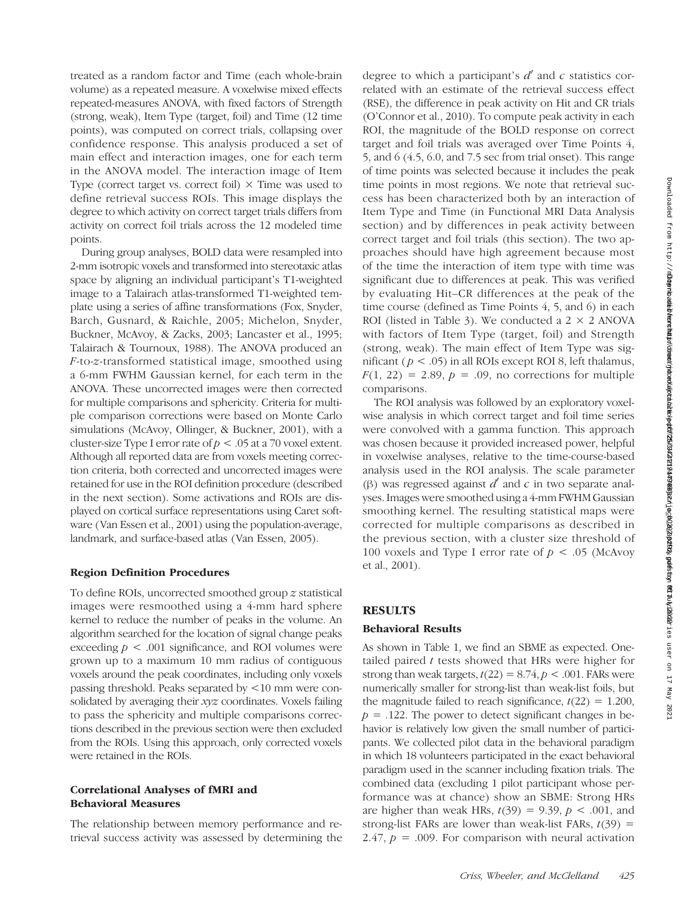treated as a random factor and Time (each whole-brain volume) as a repeated measure. A voxelwise mixed effects repeated-measures ANOVA, with fixed factors of Strength (strong, weak), Item Type (target, foil) and Time (12 time points), was computed on correct trials, collapsing over confidence response. This analysis produced a set of main effect and interaction images, one for each term in the ANOVA model. The interaction image of Item Type (correct target vs. correct foil) × Time was used to define retrieval success ROIs. This image displays the degree to which activity on correct target trials differs from activity on correct foil trials across the 12 modeled time points.

During group analyses, BOLD data were resampled into 2-mm isotropic voxels and transformed into stereotaxic atlas space by aligning an individual participant's T1-weighted image to a Talairach atlas-transformed T1-weighted template using a series of affine transformations (Fox, Snyder, Barch, Gusnard, & Raichle, 2005; Michelon, Snyder, Buckner, McAvoy, & Zacks, 2003; Lancaster et al., 1995; Talairach & Tournoux, 1988). The ANOVA produced an *F*-to-*z*-transformed statistical image, smoothed using a 6-mm FWHM Gaussian kernel, for each term in the ANOVA. These uncorrected images were then corrected for multiple comparisons and sphericity. Criteria for multiple comparison corrections were based on Monte Carlo simulations (McAvoy, Ollinger, & Buckner, 2001), with a cluster-size Type I error rate of $p < .05$ at a 70 voxel extent. Although all reported data are from voxels meeting correction criteria, both corrected and uncorrected images were retained for use in the ROI definition procedure (described in the next section). Some activations and ROIs are displayed on cortical surface representations using Caret software (Van Essen et al., 2001) using the population-average, landmark, and surface-based atlas (Van Essen, 2005).

### Region Definition Procedures

To define ROIs, uncorrected smoothed group *z* statistical images were resmoothed using a 4-mm hard sphere kernel to reduce the number of peaks in the volume. An algorithm searched for the location of signal change peaks exceeding $p < .001$ significance, and ROI volumes were grown up to a maximum 10 mm radius of contiguous voxels around the peak coordinates, including only voxels passing threshold. Peaks separated by <10 mm were consolidated by averaging their *xyz* coordinates. Voxels failing to pass the sphericity and multiple comparisons corrections described in the previous section were then excluded from the ROIs. Using this approach, only corrected voxels were retained in the ROIs.

### Correlational Analyses of fMRI and Behavioral Measures

The relationship between memory performance and retrieval success activity was assessed by determining the degree to which a participant's $d'$ and $c$ statistics correlated with an estimate of the retrieval success effect (RSE), the difference in peak activity on Hit and CR trials (O'Connor et al., 2010). To compute peak activity in each ROI, the magnitude of the BOLD response on correct target and foil trials was averaged over Time Points 4, 5, and 6 (4.5, 6.0, and 7.5 sec from trial onset). This range of time points was selected because it includes the peak time points in most regions. We note that retrieval success has been characterized both by an interaction of Item Type and Time (in Functional MRI Data Analysis section) and by differences in peak activity between correct target and foil trials (this section). The two approaches should have high agreement because most of the time the interaction of item type with time was significant due to differences at peak. This was verified by evaluating Hit–CR differences at the peak of the time course (defined as Time Points 4, 5, and 6) in each ROI (listed in Table 3). We conducted a 2 × 2 ANOVA with factors of Item Type (target, foil) and Strength (strong, weak). The main effect of Item Type was significant ($p < .05$) in all ROIs except ROI 8, left thalamus, $F(1, 22) = 2.89$, $p = .09$, no corrections for multiple comparisons.

The ROI analysis was followed by an exploratory voxelwise analysis in which correct target and foil time series were convolved with a gamma function. This approach was chosen because it provided increased power, helpful in voxelwise analyses, relative to the time-course-based analysis used in the ROI analysis. The scale parameter ($\beta$) was regressed against $d'$ and $c$ in two separate analyses. Images were smoothed using a 4-mm FWHM Gaussian smoothing kernel. The resulting statistical maps were corrected for multiple comparisons as described in the previous section, with a cluster size threshold of 100 voxels and Type I error rate of $p < .05$ (McAvoy et al., 2001).

## RESULTS

### Behavioral Results

As shown in Table 1, we find an SBME as expected. One-tailed paired *t* tests showed that HRs were higher for strong than weak targets, $t(22) = 8.74, p < .001$. FARs were numerically smaller for strong-list than weak-list foils, but the magnitude failed to reach significance, $t(22) = 1.200$, $p = .122$. The power to detect significant changes in behavior is relatively low given the small number of participants. We collected pilot data in the behavioral paradigm in which 18 volunteers participated in the exact behavioral paradigm used in the scanner including fixation trials. The combined data (excluding 1 pilot participant whose performance was at chance) show an SBME: Strong HRs are higher than weak HRs, $t(39) = 9.39$, $p < .001$, and strong-list FARs are lower than weak-list FARs, $t(39) = 2.47$, $p = .009$. For comparison with neural activation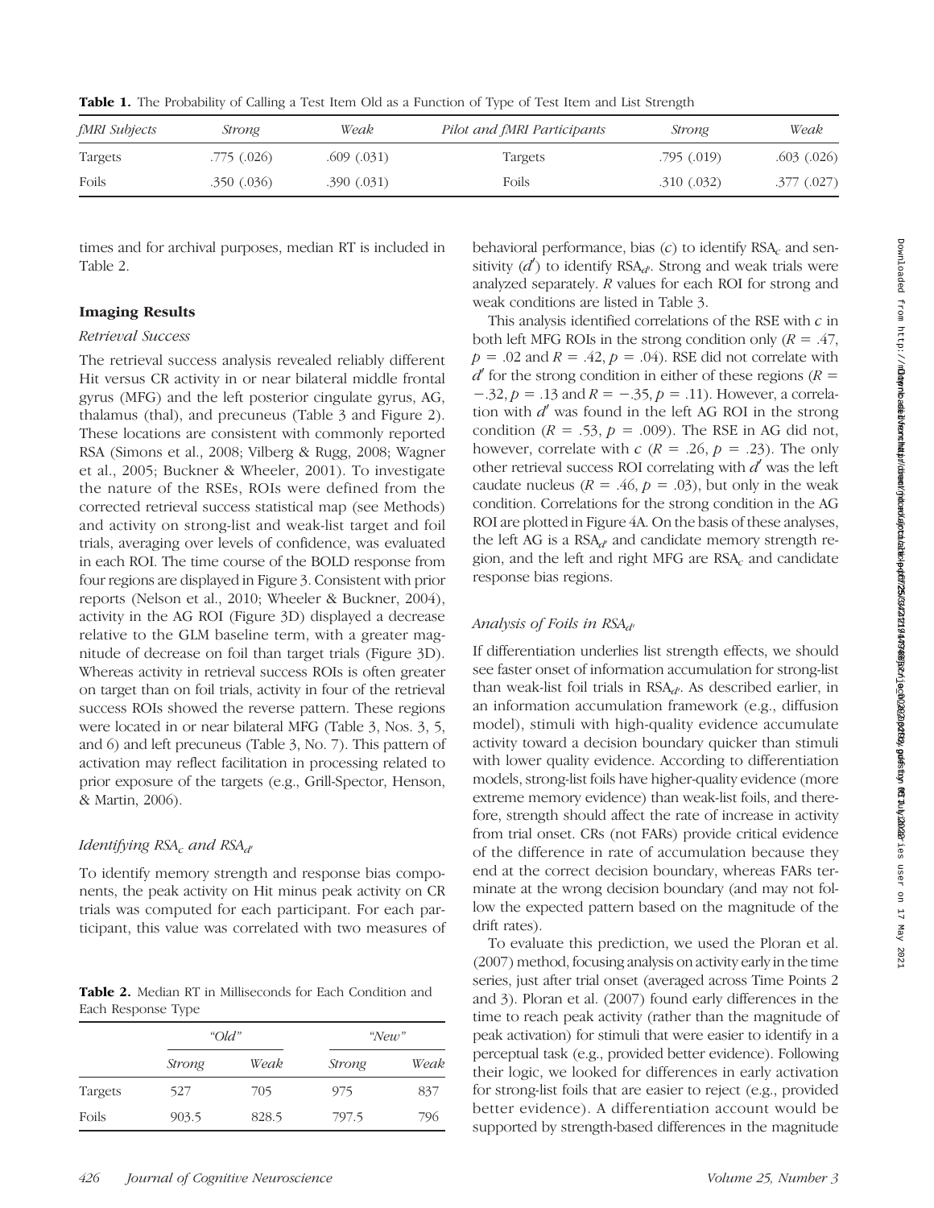**Table 1.** The Probability of Calling a Test Item Old as a Function of Type of Test Item and List Strength

| *fMRI Subjects* | *Strong* | *Weak* | *Pilot and fMRI Participants* | *Strong* | *Weak* |
|---|---|---|---|---|---|
| Targets | .775 (.026) | .609 (.031) | Targets | .795 (.019) | .603 (.026) |
| Foils | .350 (.036) | .390 (.031) | Foils | .310 (.032) | .377 (.027) |

times and for archival purposes, median RT is included in Table 2.

### Imaging Results

#### *Retrieval Success*

The retrieval success analysis revealed reliably different Hit versus CR activity in or near bilateral middle frontal gyrus (MFG) and the left posterior cingulate gyrus, AG, thalamus (thal), and precuneus (Table 3 and Figure 2). These locations are consistent with commonly reported RSA (Simons et al., 2008; Vilberg & Rugg, 2008; Wagner et al., 2005; Buckner & Wheeler, 2001). To investigate the nature of the RSEs, ROIs were defined from the corrected retrieval success statistical map (see Methods) and activity on strong-list and weak-list target and foil trials, averaging over levels of confidence, was evaluated in each ROI. The time course of the BOLD response from four regions are displayed in Figure 3. Consistent with prior reports (Nelson et al., 2010; Wheeler & Buckner, 2004), activity in the AG ROI (Figure 3D) displayed a decrease relative to the GLM baseline term, with a greater magnitude of decrease on foil than target trials (Figure 3D). Whereas activity in retrieval success ROIs is often greater on target than on foil trials, activity in four of the retrieval success ROIs showed the reverse pattern. These regions were located in or near bilateral MFG (Table 3, Nos. 3, 5, and 6) and left precuneus (Table 3, No. 7). This pattern of activation may reflect facilitation in processing related to prior exposure of the targets (e.g., Grill-Spector, Henson, & Martin, 2006).

#### *Identifying $RSA_c$ and $RSA_{d'}$*

To identify memory strength and response bias components, the peak activity on Hit minus peak activity on CR trials was computed for each participant. For each participant, this value was correlated with two measures of behavioral performance, bias ($c$) to identify $RSA_c$ and sensitivity ($d'$) to identify $RSA_{d'}$. Strong and weak trials were analyzed separately. $R$ values for each ROI for strong and weak conditions are listed in Table 3.

This analysis identified correlations of the RSE with $c$ in both left MFG ROIs in the strong condition only ($R = .47$, $p = .02$ and $R = .42$, $p = .04$). RSE did not correlate with $d'$ for the strong condition in either of these regions ($R = -.32$, $p = .13$ and $R = -.35$, $p = .11$). However, a correlation with $d'$ was found in the left AG ROI in the strong condition ($R = .53$, $p = .009$). The RSE in AG did not, however, correlate with $c$ ($R = .26$, $p = .23$). The only other retrieval success ROI correlating with $d'$ was the left caudate nucleus ($R = .46$, $p = .03$), but only in the weak condition. Correlations for the strong condition in the AG ROI are plotted in Figure 4A. On the basis of these analyses, the left AG is a $RSA_{d'}$ and candidate memory strength region, and the left and right MFG are $RSA_c$ and candidate response bias regions.

**Table 2.** Median RT in Milliseconds for Each Condition and Each Response Type

| | *"Old"* | | *"New"* | |
|---|---|---|---|---|
| | *Strong* | *Weak* | *Strong* | *Weak* |
| Targets | 527 | 705 | 975 | 837 |
| Foils | 903.5 | 828.5 | 797.5 | 796 |

#### *Analysis of Foils in $RSA_{d'}$*

If differentiation underlies list strength effects, we should see faster onset of information accumulation for strong-list than weak-list foil trials in $RSA_{d'}$. As described earlier, in an information accumulation framework (e.g., diffusion model), stimuli with high-quality evidence accumulate activity toward a decision boundary quicker than stimuli with lower quality evidence. According to differentiation models, strong-list foils have higher-quality evidence (more extreme memory evidence) than weak-list foils, and therefore, strength should affect the rate of increase in activity from trial onset. CRs (not FARs) provide critical evidence of the difference in rate of accumulation because they end at the correct decision boundary, whereas FARs terminate at the wrong decision boundary (and may not follow the expected pattern based on the magnitude of the drift rates).

To evaluate this prediction, we used the Ploran et al. (2007) method, focusing analysis on activity early in the time series, just after trial onset (averaged across Time Points 2 and 3). Ploran et al. (2007) found early differences in the time to reach peak activity (rather than the magnitude of peak activation) for stimuli that were easier to identify in a perceptual task (e.g., provided better evidence). Following their logic, we looked for differences in early activation for strong-list foils that are easier to reject (e.g., provided better evidence). A differentiation account would be supported by strength-based differences in the magnitude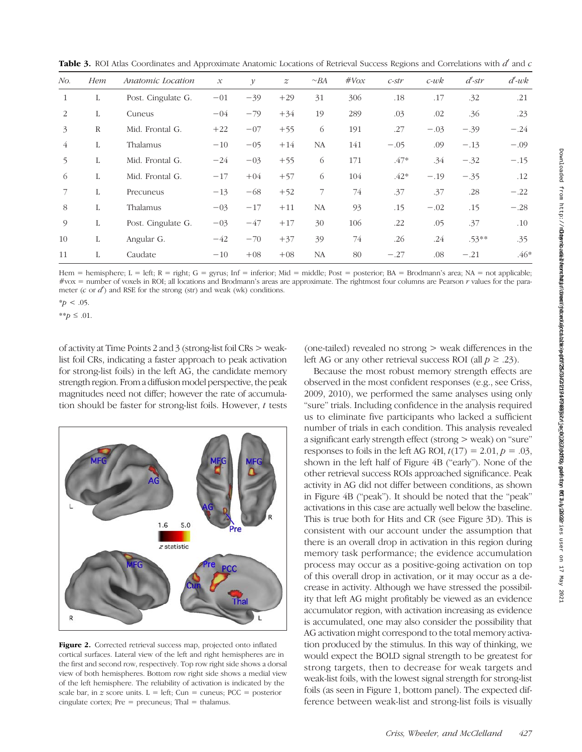**Table 3.** ROI Atlas Coordinates and Approximate Anatomic Locations of Retrieval Success Regions and Correlations with $d'$ and $c$

| No. | Hem | Anatomic Location | $x$ | $y$ | $z$ | ~BA | #Vox | c-str | c-wk | d′-str | d′-wk |
|---|---|---|---|---|---|---|---|---|---|---|---|
| 1 | L | Post. Cingulate G. | −01 | −39 | +29 | 31 | 306 | .18 | .17 | .32 | .21 |
| 2 | L | Cuneus | −04 | −79 | +34 | 19 | 289 | .03 | .02 | .36 | .23 |
| 3 | R | Mid. Frontal G. | +22 | −07 | +55 | 6 | 191 | .27 | −.03 | −.39 | −.24 |
| 4 | L | Thalamus | −10 | −05 | +14 | NA | 141 | −.05 | .09 | −.13 | −.09 |
| 5 | L | Mid. Frontal G. | −24 | −03 | +55 | 6 | 171 | .47* | .34 | −.32 | −.15 |
| 6 | L | Mid. Frontal G. | −17 | +04 | +57 | 6 | 104 | .42* | −.19 | −.35 | .12 |
| 7 | L | Precuneus | −13 | −68 | +52 | 7 | 74 | .37 | .37 | .28 | −.22 |
| 8 | L | Thalamus | −03 | −17 | +11 | NA | 93 | .15 | −.02 | .15 | −.28 |
| 9 | L | Post. Cingulate G. | −03 | −47 | +17 | 30 | 106 | .22 | .05 | .37 | .10 |
| 10 | L | Angular G. | −42 | −70 | +37 | 39 | 74 | .26 | .24 | .53** | .35 |
| 11 | L | Caudate | −10 | +08 | +08 | NA | 80 | −.27 | .08 | −.21 | .46* |

Hem = hemisphere; L = left; R = right; G = gyrus; Inf = inferior; Mid = middle; Post = posterior; BA = Brodmann's area; NA = not applicable; #vox = number of voxels in ROI; all locations and Brodmann's areas are approximate. The rightmost four columns are Pearson $r$ values for the parameter ($c$ or $d'$) and RSE for the strong (str) and weak (wk) conditions.

*$p < .05$.

**$p \leq .01$.

of activity at Time Points 2 and 3 (strong-list foil CRs > weak-list foil CRs, indicating a faster approach to peak activation for strong-list foils) in the left AG, the candidate memory strength region. From a diffusion model perspective, the peak magnitudes need not differ; however the rate of accumulation should be faster for strong-list foils. However, $t$ tests (one-tailed) revealed no strong > weak differences in the left AG or any other retrieval success ROI (all $p \geq .23$).

Because the most robust memory strength effects are observed in the most confident responses (e.g., see Criss, 2009, 2010), we performed the same analyses using only "sure" trials. Including confidence in the analysis required us to eliminate five participants who lacked a sufficient number of trials in each condition. This analysis revealed a significant early strength effect (strong > weak) on "sure" responses to foils in the left AG ROI, $t(17) = 2.01$, $p = .03$, shown in the left half of Figure 4B ("early"). None of the other retrieval success ROIs approached significance. Peak activity in AG did not differ between conditions, as shown in Figure 4B ("peak"). It should be noted that the "peak" activations in this case are actually well below the baseline. This is true both for Hits and CR (see Figure 3D). This is consistent with our account under the assumption that there is an overall drop in activation in this region during memory task performance; the evidence accumulation process may occur as a positive-going activation on top of this overall drop in activation, or it may occur as a decrease in activity. Although we have stressed the possibility that left AG might profitably be viewed as an evidence accumulator region, with activation increasing as evidence is accumulated, one may also consider the possibility that AG activation might correspond to the total memory activation produced by the stimulus. In this way of thinking, we would expect the BOLD signal strength to be greatest for strong targets, then to decrease for weak targets and weak-list foils, with the lowest signal strength for strong-list foils (as seen in Figure 1, bottom panel). The expected difference between weak-list and strong-list foils is visually

**Figure 2.** Corrected retrieval success map, projected onto inflated cortical surfaces. Lateral view of the left and right hemispheres are in the first and second row, respectively. Top row right side shows a dorsal view of both hemispheres. Bottom row right side shows a medial view of the left hemisphere. The reliability of activation is indicated by the scale bar, in $z$ score units. L = left; Cun = cuneus; PCC = posterior cingulate cortex; Pre = precuneus; Thal = thalamus.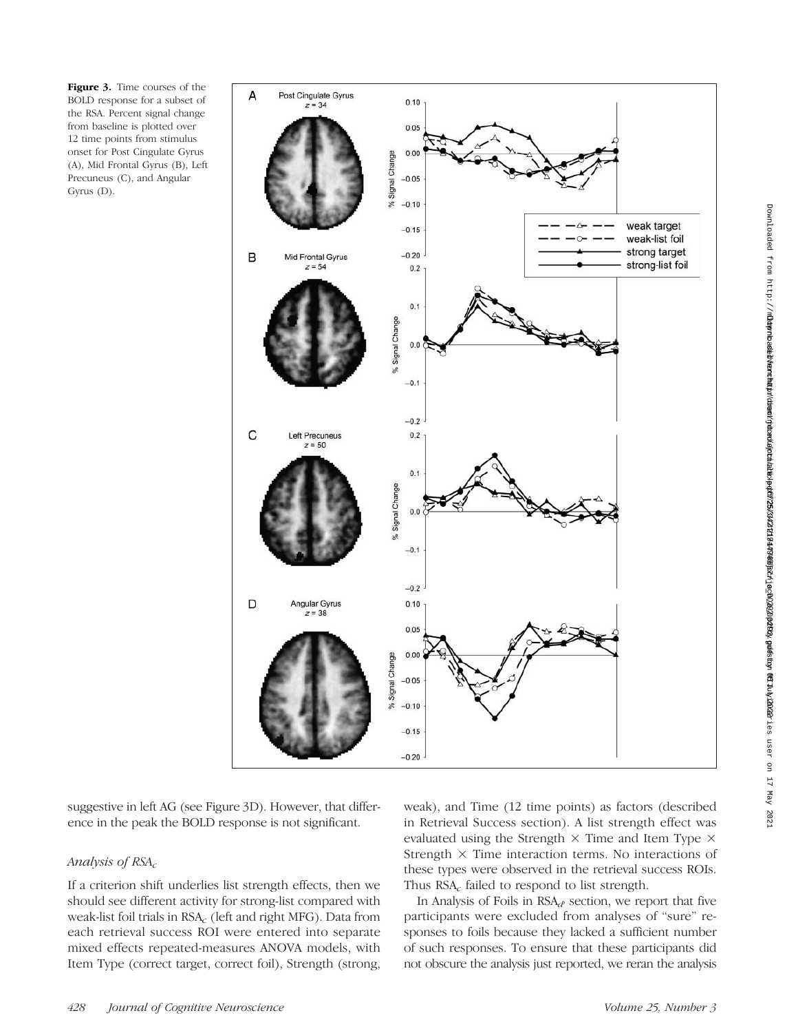**Figure 3.** Time courses of the BOLD response for a subset of the RSA. Percent signal change from baseline is plotted over 12 time points from stimulus onset for Post Cingulate Gyrus (A), Mid Frontal Gyrus (B), Left Precuneus (C), and Angular Gyrus (D).

suggestive in left AG (see Figure 3D). However, that difference in the peak the BOLD response is not significant.

### *Analysis of RSA$_c$*

If a criterion shift underlies list strength effects, then we should see different activity for strong-list compared with weak-list foil trials in RSA$_c$ (left and right MFG). Data from each retrieval success ROI were entered into separate mixed effects repeated-measures ANOVA models, with Item Type (correct target, correct foil), Strength (strong, weak), and Time (12 time points) as factors (described in Retrieval Success section). A list strength effect was evaluated using the Strength × Time and Item Type × Strength × Time interaction terms. No interactions of these types were observed in the retrieval success ROIs. Thus RSA$_c$ failed to respond to list strength.

In Analysis of Foils in RSA$_{d'}$ section, we report that five participants were excluded from analyses of "sure" responses to foils because they lacked a sufficient number of such responses. To ensure that these participants did not obscure the analysis just reported, we reran the analysis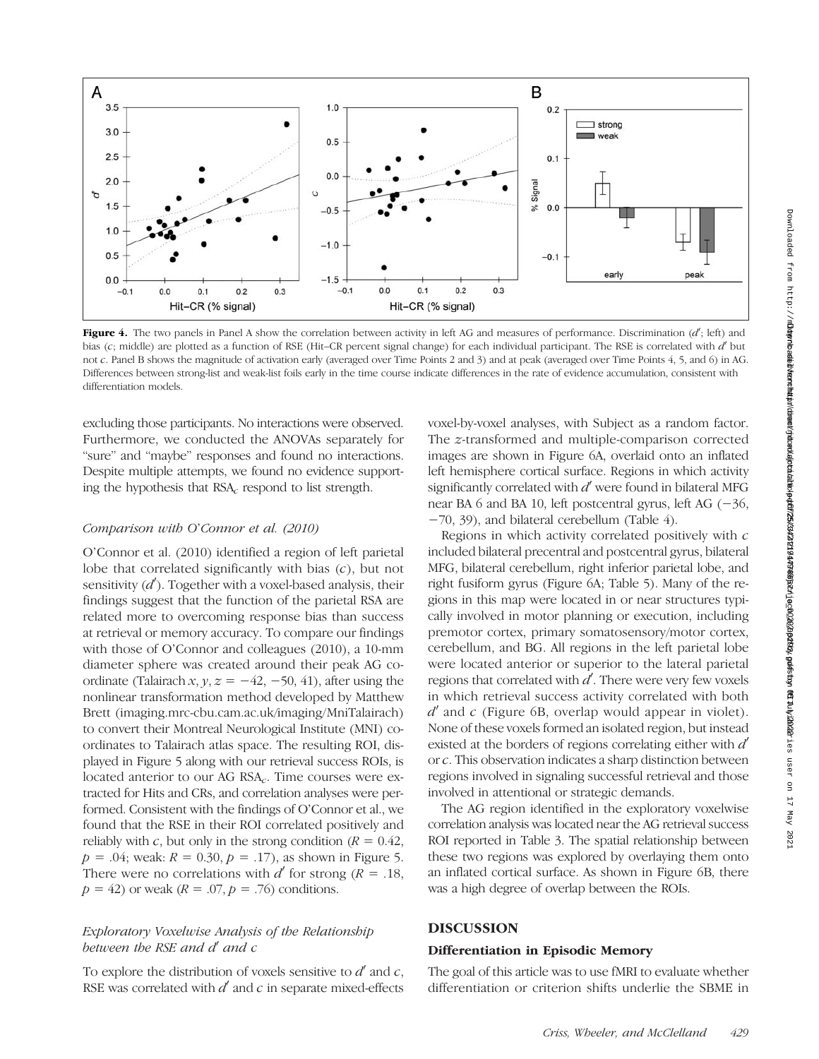**Figure 4.** The two panels in Panel A show the correlation between activity in left AG and measures of performance. Discrimination ($d'$; left) and bias ($c$; middle) are plotted as a function of RSE (Hit–CR percent signal change) for each individual participant. The RSE is correlated with $d'$ but not $c$. Panel B shows the magnitude of activation early (averaged over Time Points 2 and 3) and at peak (averaged over Time Points 4, 5, and 6) in AG. Differences between strong-list and weak-list foils early in the time course indicate differences in the rate of evidence accumulation, consistent with differentiation models.

excluding those participants. No interactions were observed. Furthermore, we conducted the ANOVAs separately for "sure" and "maybe" responses and found no interactions. Despite multiple attempts, we found no evidence supporting the hypothesis that $RSA_c$ respond to list strength.

### *Comparison with O'Connor et al. (2010)*

O'Connor et al. (2010) identified a region of left parietal lobe that correlated significantly with bias ($c$), but not sensitivity ($d'$). Together with a voxel-based analysis, their findings suggest that the function of the parietal RSA are related more to overcoming response bias than success at retrieval or memory accuracy. To compare our findings with those of O'Connor and colleagues (2010), a 10-mm diameter sphere was created around their peak AG coordinate (Talairach $x, y, z = -42, -50, 41$), after using the nonlinear transformation method developed by Matthew Brett (imaging.mrc-cbu.cam.ac.uk/imaging/MniTalairach) to convert their Montreal Neurological Institute (MNI) coordinates to Talairach atlas space. The resulting ROI, displayed in Figure 5 along with our retrieval success ROIs, is located anterior to our AG $RSA_c$. Time courses were extracted for Hits and CRs, and correlation analyses were performed. Consistent with the findings of O'Connor et al., we found that the RSE in their ROI correlated positively and reliably with $c$, but only in the strong condition ($R = 0.42$, $p = .04$; weak: $R = 0.30$, $p = .17$), as shown in Figure 5. There were no correlations with $d'$ for strong ($R = .18$, $p = 42$) or weak ($R = .07$, $p = .76$) conditions.

### *Exploratory Voxelwise Analysis of the Relationship between the RSE and $d'$ and $c$*

To explore the distribution of voxels sensitive to $d'$ and $c$, RSE was correlated with $d'$ and $c$ in separate mixed-effects voxel-by-voxel analyses, with Subject as a random factor. The $z$-transformed and multiple-comparison corrected images are shown in Figure 6A, overlaid onto an inflated left hemisphere cortical surface. Regions in which activity significantly correlated with $d'$ were found in bilateral MFG near BA 6 and BA 10, left postcentral gyrus, left AG ($-36$, $-70$, 39), and bilateral cerebellum (Table 4).

Regions in which activity correlated positively with $c$ included bilateral precentral and postcentral gyrus, bilateral MFG, bilateral cerebellum, right inferior parietal lobe, and right fusiform gyrus (Figure 6A; Table 5). Many of the regions in this map were located in or near structures typically involved in motor planning or execution, including premotor cortex, primary somatosensory/motor cortex, cerebellum, and BG. All regions in the left parietal lobe were located anterior or superior to the lateral parietal regions that correlated with $d'$. There were very few voxels in which retrieval success activity correlated with both $d'$ and $c$ (Figure 6B, overlap would appear in violet). None of these voxels formed an isolated region, but instead existed at the borders of regions correlating either with $d'$ or $c$. This observation indicates a sharp distinction between regions involved in signaling successful retrieval and those involved in attentional or strategic demands.

The AG region identified in the exploratory voxelwise correlation analysis was located near the AG retrieval success ROI reported in Table 3. The spatial relationship between these two regions was explored by overlaying them onto an inflated cortical surface. As shown in Figure 6B, there was a high degree of overlap between the ROIs.

## DISCUSSION

### Differentiation in Episodic Memory

The goal of this article was to use fMRI to evaluate whether differentiation or criterion shifts underlie the SBME in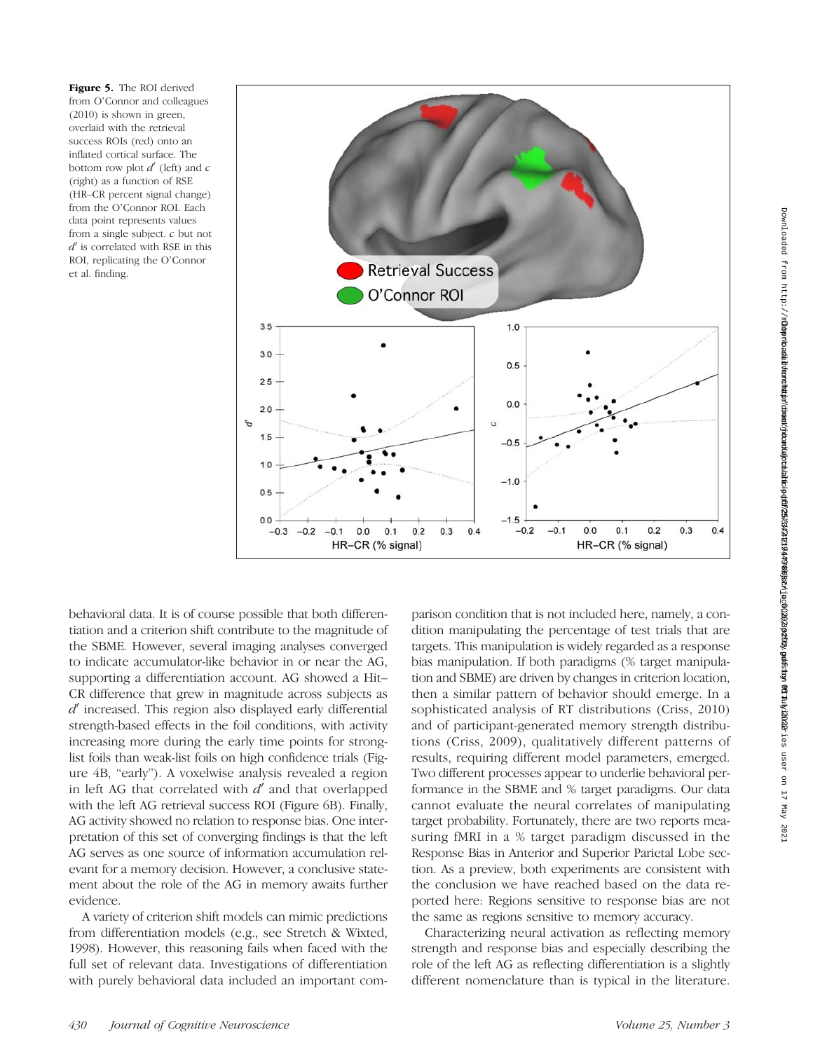**Figure 5.** The ROI derived from O'Connor and colleagues (2010) is shown in green, overlaid with the retrieval success ROIs (red) onto an inflated cortical surface. The bottom row plot $d'$ (left) and $c$ (right) as a function of RSE (HR–CR percent signal change) from the O'Connor ROI. Each data point represents values from a single subject. $c$ but not $d'$ is correlated with RSE in this ROI, replicating the O'Connor et al. finding.

behavioral data. It is of course possible that both differentiation and a criterion shift contribute to the magnitude of the SBME. However, several imaging analyses converged to indicate accumulator-like behavior in or near the AG, supporting a differentiation account. AG showed a Hit–CR difference that grew in magnitude across subjects as $d'$ increased. This region also displayed early differential strength-based effects in the foil conditions, with activity increasing more during the early time points for strong-list foils than weak-list foils on high confidence trials (Figure 4B, "early"). A voxelwise analysis revealed a region in left AG that correlated with $d'$ and that overlapped with the left AG retrieval success ROI (Figure 6B). Finally, AG activity showed no relation to response bias. One interpretation of this set of converging findings is that the left AG serves as one source of information accumulation relevant for a memory decision. However, a conclusive statement about the role of the AG in memory awaits further evidence.

A variety of criterion shift models can mimic predictions from differentiation models (e.g., see Stretch & Wixted, 1998). However, this reasoning fails when faced with the full set of relevant data. Investigations of differentiation with purely behavioral data included an important comparison condition that is not included here, namely, a condition manipulating the percentage of test trials that are targets. This manipulation is widely regarded as a response bias manipulation. If both paradigms (% target manipulation and SBME) are driven by changes in criterion location, then a similar pattern of behavior should emerge. In a sophisticated analysis of RT distributions (Criss, 2010) and of participant-generated memory strength distributions (Criss, 2009), qualitatively different patterns of results, requiring different model parameters, emerged. Two different processes appear to underlie behavioral performance in the SBME and % target paradigms. Our data cannot evaluate the neural correlates of manipulating target probability. Fortunately, there are two reports measuring fMRI in a % target paradigm discussed in the Response Bias in Anterior and Superior Parietal Lobe section. As a preview, both experiments are consistent with the conclusion we have reached based on the data reported here: Regions sensitive to response bias are not the same as regions sensitive to memory accuracy.

Characterizing neural activation as reflecting memory strength and response bias and especially describing the role of the left AG as reflecting differentiation is a slightly different nomenclature than is typical in the literature.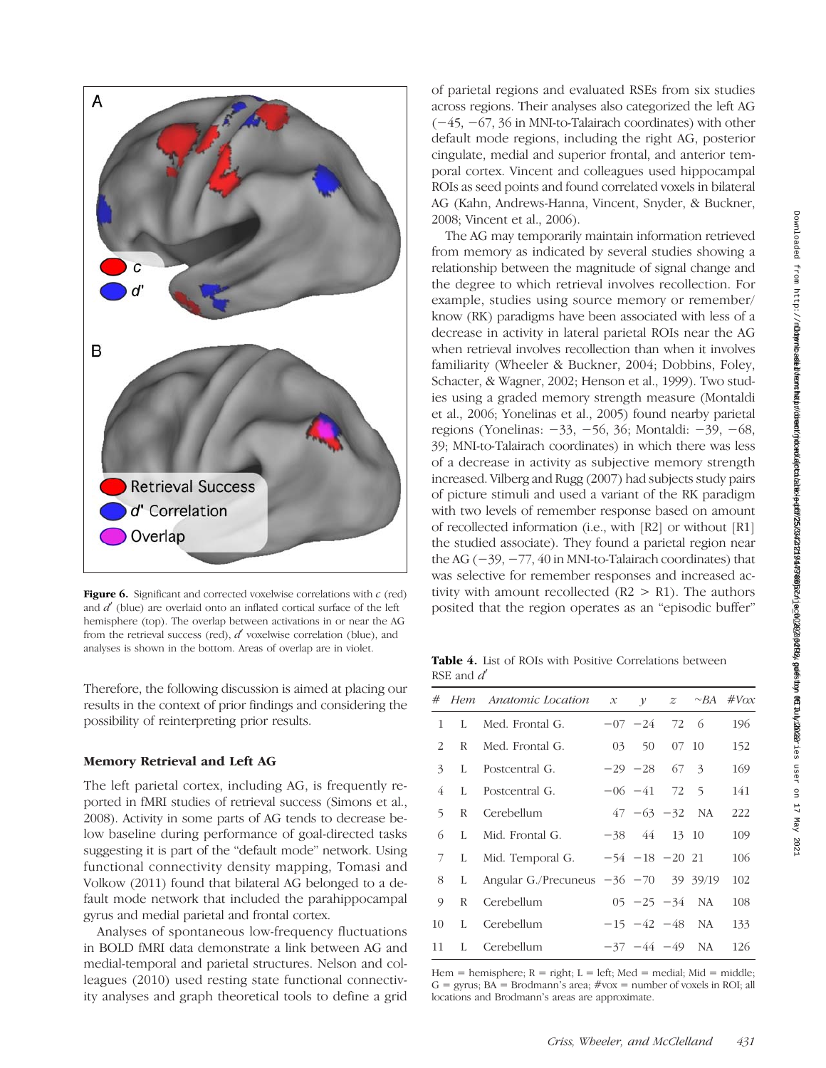**Figure 6.** Significant and corrected voxelwise correlations with $c$ (red) and $d'$ (blue) are overlaid onto an inflated cortical surface of the left hemisphere (top). The overlap between activations in or near the AG from the retrieval success (red), $d'$ voxelwise correlation (blue), and analyses is shown in the bottom. Areas of overlap are in violet.

Therefore, the following discussion is aimed at placing our results in the context of prior findings and considering the possibility of reinterpreting prior results.

### Memory Retrieval and Left AG

The left parietal cortex, including AG, is frequently reported in fMRI studies of retrieval success (Simons et al., 2008). Activity in some parts of AG tends to decrease below baseline during performance of goal-directed tasks suggesting it is part of the "default mode" network. Using functional connectivity density mapping, Tomasi and Volkow (2011) found that bilateral AG belonged to a default mode network that included the parahippocampal gyrus and medial parietal and frontal cortex.

Analyses of spontaneous low-frequency fluctuations in BOLD fMRI data demonstrate a link between AG and medial-temporal and parietal structures. Nelson and colleagues (2010) used resting state functional connectivity analyses and graph theoretical tools to define a grid of parietal regions and evaluated RSEs from six studies across regions. Their analyses also categorized the left AG (−45, −67, 36 in MNI-to-Talairach coordinates) with other default mode regions, including the right AG, posterior cingulate, medial and superior frontal, and anterior temporal cortex. Vincent and colleagues used hippocampal ROIs as seed points and found correlated voxels in bilateral AG (Kahn, Andrews-Hanna, Vincent, Snyder, & Buckner, 2008; Vincent et al., 2006).

The AG may temporarily maintain information retrieved from memory as indicated by several studies showing a relationship between the magnitude of signal change and the degree to which retrieval involves recollection. For example, studies using source memory or remember/know (RK) paradigms have been associated with less of a decrease in activity in lateral parietal ROIs near the AG when retrieval involves recollection than when it involves familiarity (Wheeler & Buckner, 2004; Dobbins, Foley, Schacter, & Wagner, 2002; Henson et al., 1999). Two studies using a graded memory strength measure (Montaldi et al., 2006; Yonelinas et al., 2005) found nearby parietal regions (Yonelinas: −33, −56, 36; Montaldi: −39, −68, 39; MNI-to-Talairach coordinates) in which there was less of a decrease in activity as subjective memory strength increased. Vilberg and Rugg (2007) had subjects study pairs of picture stimuli and used a variant of the RK paradigm with two levels of remember response based on amount of recollected information (i.e., with [R2] or without [R1] the studied associate). They found a parietal region near the AG (−39, −77, 40 in MNI-to-Talairach coordinates) that was selective for remember responses and increased activity with amount recollected (R2 > R1). The authors posited that the region operates as an "episodic buffer"

**Table 4.** List of ROIs with Positive Correlations between RSE and $d'$

| # | Hem | Anatomic Location | $x$ | $y$ | $z$ | ~BA | #Vox |
|---|---|---|---|---|---|---|---|
| 1 | L | Med. Frontal G. | −07 | −24 | 72 | 6 | 196 |
| 2 | R | Med. Frontal G. | 03 | 50 | 07 | 10 | 152 |
| 3 | L | Postcentral G. | −29 | −28 | 67 | 3 | 169 |
| 4 | L | Postcentral G. | −06 | −41 | 72 | 5 | 141 |
| 5 | R | Cerebellum | 47 | −63 | −32 | NA | 222 |
| 6 | L | Mid. Frontal G. | −38 | 44 | 13 | 10 | 109 |
| 7 | L | Mid. Temporal G. | −54 | −18 | −20 | 21 | 106 |
| 8 | L | Angular G./Precuneus | −36 | −70 | 39 | 39/19 | 102 |
| 9 | R | Cerebellum | 05 | −25 | −34 | NA | 108 |
| 10 | L | Cerebellum | −15 | −42 | −48 | NA | 133 |
| 11 | L | Cerebellum | −37 | −44 | −49 | NA | 126 |

Hem = hemisphere; R = right; L = left; Med = medial; Mid = middle; G = gyrus; BA = Brodmann's area; #vox = number of voxels in ROI; all locations and Brodmann's areas are approximate.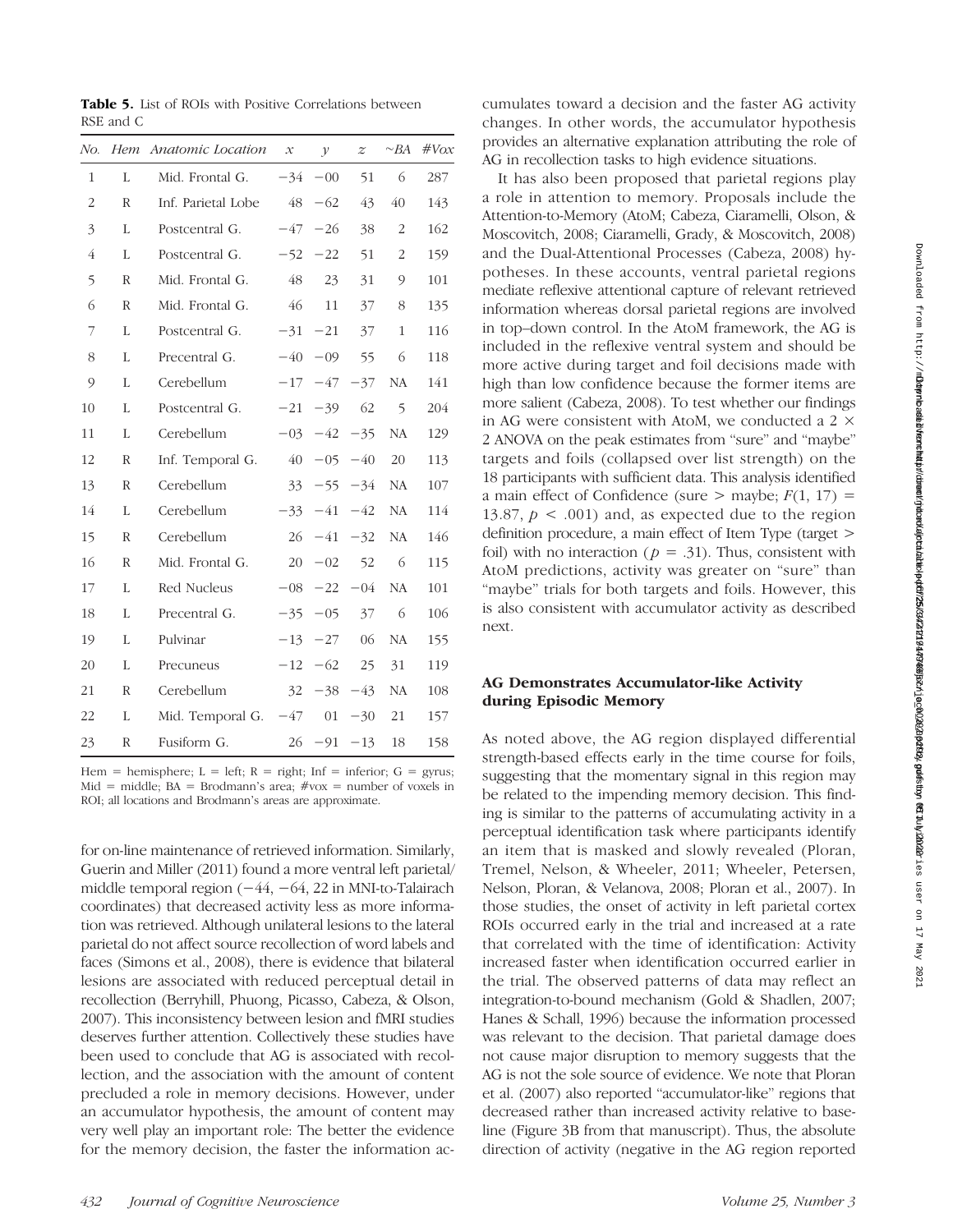**Table 5.** List of ROIs with Positive Correlations between RSE and C

| No. | Hem | Anatomic Location | x | y | z | ~BA | #Vox |
|---|---|---|---|---|---|---|---|
| 1 | L | Mid. Frontal G. | −34 | −00 | 51 | 6 | 287 |
| 2 | R | Inf. Parietal Lobe | 48 | −62 | 43 | 40 | 143 |
| 3 | L | Postcentral G. | −47 | −26 | 38 | 2 | 162 |
| 4 | L | Postcentral G. | −52 | −22 | 51 | 2 | 159 |
| 5 | R | Mid. Frontal G. | 48 | 23 | 31 | 9 | 101 |
| 6 | R | Mid. Frontal G. | 46 | 11 | 37 | 8 | 135 |
| 7 | L | Postcentral G. | −31 | −21 | 37 | 1 | 116 |
| 8 | L | Precentral G. | −40 | −09 | 55 | 6 | 118 |
| 9 | L | Cerebellum | −17 | −47 | −37 | NA | 141 |
| 10 | L | Postcentral G. | −21 | −39 | 62 | 5 | 204 |
| 11 | L | Cerebellum | −03 | −42 | −35 | NA | 129 |
| 12 | R | Inf. Temporal G. | 40 | −05 | −40 | 20 | 113 |
| 13 | R | Cerebellum | 33 | −55 | −34 | NA | 107 |
| 14 | L | Cerebellum | −33 | −41 | −42 | NA | 114 |
| 15 | R | Cerebellum | 26 | −41 | −32 | NA | 146 |
| 16 | R | Mid. Frontal G. | 20 | −02 | 52 | 6 | 115 |
| 17 | L | Red Nucleus | −08 | −22 | −04 | NA | 101 |
| 18 | L | Precentral G. | −35 | −05 | 37 | 6 | 106 |
| 19 | L | Pulvinar | −13 | −27 | 06 | NA | 155 |
| 20 | L | Precuneus | −12 | −62 | 25 | 31 | 119 |
| 21 | R | Cerebellum | 32 | −38 | −43 | NA | 108 |
| 22 | L | Mid. Temporal G. | −47 | 01 | −30 | 21 | 157 |
| 23 | R | Fusiform G. | 26 | −91 | −13 | 18 | 158 |

Hem = hemisphere; L = left; R = right; Inf = inferior; G = gyrus; Mid = middle; BA = Brodmann's area; #vox = number of voxels in ROI; all locations and Brodmann's areas are approximate.

for on-line maintenance of retrieved information. Similarly, Guerin and Miller (2011) found a more ventral left parietal/middle temporal region (−44, −64, 22 in MNI-to-Talairach coordinates) that decreased activity less as more information was retrieved. Although unilateral lesions to the lateral parietal do not affect source recollection of word labels and faces (Simons et al., 2008), there is evidence that bilateral lesions are associated with reduced perceptual detail in recollection (Berryhill, Phuong, Picasso, Cabeza, & Olson, 2007). This inconsistency between lesion and fMRI studies deserves further attention. Collectively these studies have been used to conclude that AG is associated with recollection, and the association with the amount of content precluded a role in memory decisions. However, under an accumulator hypothesis, the amount of content may very well play an important role: The better the evidence for the memory decision, the faster the information accumulates toward a decision and the faster AG activity changes. In other words, the accumulator hypothesis provides an alternative explanation attributing the role of AG in recollection tasks to high evidence situations.

It has also been proposed that parietal regions play a role in attention to memory. Proposals include the Attention-to-Memory (AtoM; Cabeza, Ciaramelli, Olson, & Moscovitch, 2008; Ciaramelli, Grady, & Moscovitch, 2008) and the Dual-Attentional Processes (Cabeza, 2008) hypotheses. In these accounts, ventral parietal regions mediate reflexive attentional capture of relevant retrieved information whereas dorsal parietal regions are involved in top–down control. In the AtoM framework, the AG is included in the reflexive ventral system and should be more active during target and foil decisions made with high than low confidence because the former items are more salient (Cabeza, 2008). To test whether our findings in AG were consistent with AtoM, we conducted a 2 × 2 ANOVA on the peak estimates from "sure" and "maybe" targets and foils (collapsed over list strength) on the 18 participants with sufficient data. This analysis identified a main effect of Confidence (sure > maybe; $F(1, 17) = 13.87$, $p < .001$) and, as expected due to the region definition procedure, a main effect of Item Type (target > foil) with no interaction ($p = .31$). Thus, consistent with AtoM predictions, activity was greater on "sure" than "maybe" trials for both targets and foils. However, this is also consistent with accumulator activity as described next.

## AG Demonstrates Accumulator-like Activity during Episodic Memory

As noted above, the AG region displayed differential strength-based effects early in the time course for foils, suggesting that the momentary signal in this region may be related to the impending memory decision. This finding is similar to the patterns of accumulating activity in a perceptual identification task where participants identify an item that is masked and slowly revealed (Ploran, Tremel, Nelson, & Wheeler, 2011; Wheeler, Petersen, Nelson, Ploran, & Velanova, 2008; Ploran et al., 2007). In those studies, the onset of activity in left parietal cortex ROIs occurred early in the trial and increased at a rate that correlated with the time of identification: Activity increased faster when identification occurred earlier in the trial. The observed patterns of data may reflect an integration-to-bound mechanism (Gold & Shadlen, 2007; Hanes & Schall, 1996) because the information processed was relevant to the decision. That parietal damage does not cause major disruption to memory suggests that the AG is not the sole source of evidence. We note that Ploran et al. (2007) also reported "accumulator-like" regions that decreased rather than increased activity relative to baseline (Figure 3B from that manuscript). Thus, the absolute direction of activity (negative in the AG region reported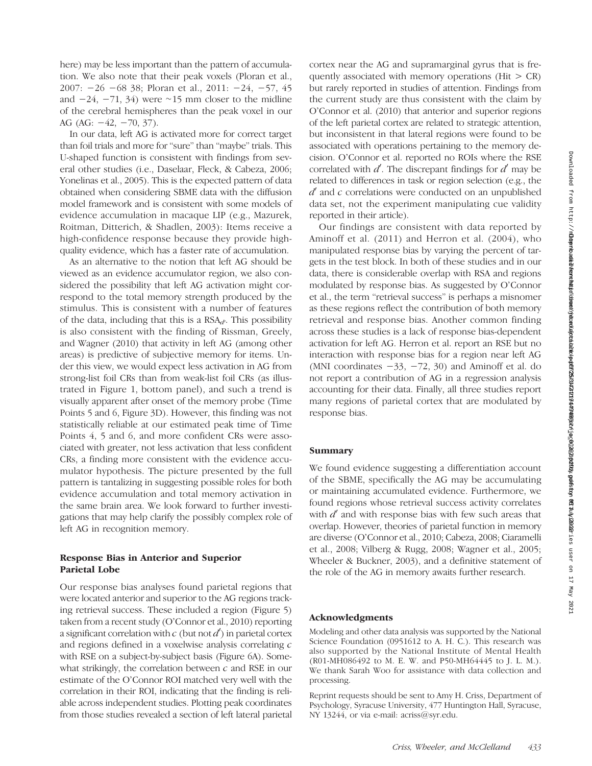here) may be less important than the pattern of accumulation. We also note that their peak voxels (Ploran et al., 2007: −26 −68 38; Ploran et al., 2011: −24, −57, 45 and −24, −71, 34) were ~15 mm closer to the midline of the cerebral hemispheres than the peak voxel in our AG (AG: −42, −70, 37).

In our data, left AG is activated more for correct target than foil trials and more for "sure" than "maybe" trials. This U-shaped function is consistent with findings from several other studies (i.e., Daselaar, Fleck, & Cabeza, 2006; Yonelinas et al., 2005). This is the expected pattern of data obtained when considering SBME data with the diffusion model framework and is consistent with some models of evidence accumulation in macaque LIP (e.g., Mazurek, Roitman, Ditterich, & Shadlen, 2003): Items receive a high-confidence response because they provide high-quality evidence, which has a faster rate of accumulation.

As an alternative to the notion that left AG should be viewed as an evidence accumulator region, we also considered the possibility that left AG activation might correspond to the total memory strength produced by the stimulus. This is consistent with a number of features of the data, including that this is a $\text{RSA}_{d'}$. This possibility is also consistent with the finding of Rissman, Greely, and Wagner (2010) that activity in left AG (among other areas) is predictive of subjective memory for items. Under this view, we would expect less activation in AG from strong-list foil CRs than from weak-list foil CRs (as illustrated in Figure 1, bottom panel), and such a trend is visually apparent after onset of the memory probe (Time Points 5 and 6, Figure 3D). However, this finding was not statistically reliable at our estimated peak time of Time Points 4, 5 and 6, and more confident CRs were associated with greater, not less activation that less confident CRs, a finding more consistent with the evidence accumulator hypothesis. The picture presented by the full pattern is tantalizing in suggesting possible roles for both evidence accumulation and total memory activation in the same brain area. We look forward to further investigations that may help clarify the possibly complex role of left AG in recognition memory.

### Response Bias in Anterior and Superior Parietal Lobe

Our response bias analyses found parietal regions that were located anterior and superior to the AG regions tracking retrieval success. These included a region (Figure 5) taken from a recent study (O'Connor et al., 2010) reporting a significant correlation with $c$ (but not $d'$) in parietal cortex and regions defined in a voxelwise analysis correlating $c$ with RSE on a subject-by-subject basis (Figure 6A). Somewhat strikingly, the correlation between $c$ and RSE in our estimate of the O'Connor ROI matched very well with the correlation in their ROI, indicating that the finding is reliable across independent studies. Plotting peak coordinates from those studies revealed a section of left lateral parietal cortex near the AG and supramarginal gyrus that is frequently associated with memory operations (Hit > CR) but rarely reported in studies of attention. Findings from the current study are thus consistent with the claim by O'Connor et al. (2010) that anterior and superior regions of the left parietal cortex are related to strategic attention, but inconsistent in that lateral regions were found to be associated with operations pertaining to the memory decision. O'Connor et al. reported no ROIs where the RSE correlated with $d'$. The discrepant findings for $d'$ may be related to differences in task or region selection (e.g., the $d'$ and $c$ correlations were conducted on an unpublished data set, not the experiment manipulating cue validity reported in their article).

Our findings are consistent with data reported by Aminoff et al. (2011) and Herron et al. (2004), who manipulated response bias by varying the percent of targets in the test block. In both of these studies and in our data, there is considerable overlap with RSA and regions modulated by response bias. As suggested by O'Connor et al., the term "retrieval success" is perhaps a misnomer as these regions reflect the contribution of both memory retrieval and response bias. Another common finding across these studies is a lack of response bias-dependent activation for left AG. Herron et al. report an RSE but no interaction with response bias for a region near left AG (MNI coordinates −33, −72, 30) and Aminoff et al. do not report a contribution of AG in a regression analysis accounting for their data. Finally, all three studies report many regions of parietal cortex that are modulated by response bias.

## Summary

We found evidence suggesting a differentiation account of the SBME, specifically the AG may be accumulating or maintaining accumulated evidence. Furthermore, we found regions whose retrieval success activity correlates with $d'$ and with response bias with few such areas that overlap. However, theories of parietal function in memory are diverse (O'Connor et al., 2010; Cabeza, 2008; Ciaramelli et al., 2008; Vilberg & Rugg, 2008; Wagner et al., 2005; Wheeler & Buckner, 2003), and a definitive statement of the role of the AG in memory awaits further research.

## Acknowledgments

Modeling and other data analysis was supported by the National Science Foundation (0951612 to A. H. C.). This research was also supported by the National Institute of Mental Health (R01-MH086492 to M. E. W. and P50-MH64445 to J. L. M.). We thank Sarah Woo for assistance with data collection and processing.

Reprint requests should be sent to Amy H. Criss, Department of Psychology, Syracuse University, 477 Huntington Hall, Syracuse, NY 13244, or via e-mail: acriss@syr.edu.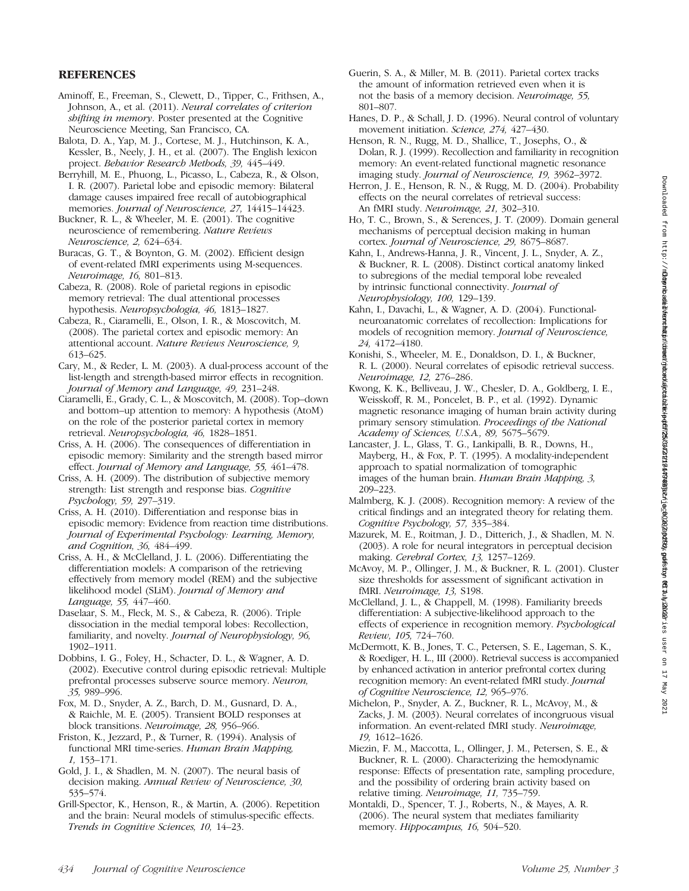## REFERENCES

Aminoff, E., Freeman, S., Clewett, D., Tipper, C., Frithsen, A., Johnson, A., et al. (2011). *Neural correlates of criterion shifting in memory*. Poster presented at the Cognitive Neuroscience Meeting, San Francisco, CA.

Balota, D. A., Yap, M. J., Cortese, M. J., Hutchinson, K. A., Kessler, B., Neely, J. H., et al. (2007). The English lexicon project. *Behavior Research Methods, 39,* 445–449.

Berryhill, M. E., Phuong, L., Picasso, L., Cabeza, R., & Olson, I. R. (2007). Parietal lobe and episodic memory: Bilateral damage causes impaired free recall of autobiographical memories. *Journal of Neuroscience, 27,* 14415–14423.

Buckner, R. L., & Wheeler, M. E. (2001). The cognitive neuroscience of remembering. *Nature Reviews Neuroscience, 2,* 624–634.

Buracas, G. T., & Boynton, G. M. (2002). Efficient design of event-related fMRI experiments using M-sequences. *Neuroimage, 16,* 801–813.

Cabeza, R. (2008). Role of parietal regions in episodic memory retrieval: The dual attentional processes hypothesis. *Neuropsychologia, 46,* 1813–1827.

Cabeza, R., Ciaramelli, E., Olson, I. R., & Moscovitch, M. (2008). The parietal cortex and episodic memory: An attentional account. *Nature Reviews Neuroscience, 9,* 613–625.

Cary, M., & Reder, L. M. (2003). A dual-process account of the list-length and strength-based mirror effects in recognition. *Journal of Memory and Language, 49,* 231–248.

Ciaramelli, E., Grady, C. L., & Moscovitch, M. (2008). Top–down and bottom–up attention to memory: A hypothesis (AtoM) on the role of the posterior parietal cortex in memory retrieval. *Neuropsychologia, 46,* 1828–1851.

Criss, A. H. (2006). The consequences of differentiation in episodic memory: Similarity and the strength based mirror effect. *Journal of Memory and Language, 55,* 461–478.

Criss, A. H. (2009). The distribution of subjective memory strength: List strength and response bias. *Cognitive Psychology, 59,* 297–319.

Criss, A. H. (2010). Differentiation and response bias in episodic memory: Evidence from reaction time distributions. *Journal of Experimental Psychology: Learning, Memory, and Cognition, 36,* 484–499.

Criss, A. H., & McClelland, J. L. (2006). Differentiating the differentiation models: A comparison of the retrieving effectively from memory model (REM) and the subjective likelihood model (SLiM). *Journal of Memory and Language, 55,* 447–460.

Daselaar, S. M., Fleck, M. S., & Cabeza, R. (2006). Triple dissociation in the medial temporal lobes: Recollection, familiarity, and novelty. *Journal of Neurophysiology, 96,* 1902–1911.

Dobbins, I. G., Foley, H., Schacter, D. L., & Wagner, A. D. (2002). Executive control during episodic retrieval: Multiple prefrontal processes subserve source memory. *Neuron, 35,* 989–996.

Fox, M. D., Snyder, A. Z., Barch, D. M., Gusnard, D. A., & Raichle, M. E. (2005). Transient BOLD responses at block transitions. *Neuroimage, 28,* 956–966.

Friston, K., Jezzard, P., & Turner, R. (1994). Analysis of functional MRI time-series. *Human Brain Mapping, 1,* 153–171.

Gold, J. I., & Shadlen, M. N. (2007). The neural basis of decision making. *Annual Review of Neuroscience, 30,* 535–574.

Grill-Spector, K., Henson, R., & Martin, A. (2006). Repetition and the brain: Neural models of stimulus-specific effects. *Trends in Cognitive Sciences, 10,* 14–23.

Guerin, S. A., & Miller, M. B. (2011). Parietal cortex tracks the amount of information retrieved even when it is not the basis of a memory decision. *Neuroimage, 55,* 801–807.

Hanes, D. P., & Schall, J. D. (1996). Neural control of voluntary movement initiation. *Science, 274,* 427–430.

Henson, R. N., Rugg, M. D., Shallice, T., Josephs, O., & Dolan, R. J. (1999). Recollection and familiarity in recognition memory: An event-related functional magnetic resonance imaging study. *Journal of Neuroscience, 19,* 3962–3972.

Herron, J. E., Henson, R. N., & Rugg, M. D. (2004). Probability effects on the neural correlates of retrieval success: An fMRI study. *Neuroimage, 21,* 302–310.

Ho, T. C., Brown, S., & Serences, J. T. (2009). Domain general mechanisms of perceptual decision making in human cortex. *Journal of Neuroscience, 29,* 8675–8687.

Kahn, I., Andrews-Hanna, J. R., Vincent, J. L., Snyder, A. Z., & Buckner, R. L. (2008). Distinct cortical anatomy linked to subregions of the medial temporal lobe revealed by intrinsic functional connectivity. *Journal of Neurophysiology, 100,* 129–139.

Kahn, I., Davachi, L., & Wagner, A. D. (2004). Functional-neuroanatomic correlates of recollection: Implications for models of recognition memory. *Journal of Neuroscience, 24,* 4172–4180.

Konishi, S., Wheeler, M. E., Donaldson, D. I., & Buckner, R. L. (2000). Neural correlates of episodic retrieval success. *Neuroimage, 12,* 276–286.

Kwong, K. K., Belliveau, J. W., Chesler, D. A., Goldberg, I. E., Weisskoff, R. M., Poncelet, B. P., et al. (1992). Dynamic magnetic resonance imaging of human brain activity during primary sensory stimulation. *Proceedings of the National Academy of Sciences, U.S.A., 89,* 5675–5679.

Lancaster, J. L., Glass, T. G., Lankipalli, B. R., Downs, H., Mayberg, H., & Fox, P. T. (1995). A modality-independent approach to spatial normalization of tomographic images of the human brain. *Human Brain Mapping, 3,* 209–223.

Malmberg, K. J. (2008). Recognition memory: A review of the critical findings and an integrated theory for relating them. *Cognitive Psychology, 57,* 335–384.

Mazurek, M. E., Roitman, J. D., Ditterich, J., & Shadlen, M. N. (2003). A role for neural integrators in perceptual decision making. *Cerebral Cortex, 13,* 1257–1269.

McAvoy, M. P., Ollinger, J. M., & Buckner, R. L. (2001). Cluster size thresholds for assessment of significant activation in fMRI. *Neuroimage, 13,* S198.

McClelland, J. L., & Chappell, M. (1998). Familiarity breeds differentiation: A subjective-likelihood approach to the effects of experience in recognition memory. *Psychological Review, 105,* 724–760.

McDermott, K. B., Jones, T. C., Petersen, S. E., Lageman, S. K., & Roediger, H. L., III (2000). Retrieval success is accompanied by enhanced activation in anterior prefrontal cortex during recognition memory: An event-related fMRI study. *Journal of Cognitive Neuroscience, 12,* 965–976.

Michelon, P., Snyder, A. Z., Buckner, R. L., McAvoy, M., & Zacks, J. M. (2003). Neural correlates of incongruous visual information. An event-related fMRI study. *Neuroimage, 19,* 1612–1626.

Miezin, F. M., Maccotta, L., Ollinger, J. M., Petersen, S. E., & Buckner, R. L. (2000). Characterizing the hemodynamic response: Effects of presentation rate, sampling procedure, and the possibility of ordering brain activity based on relative timing. *Neuroimage, 11,* 735–759.

Montaldi, D., Spencer, T. J., Roberts, N., & Mayes, A. R. (2006). The neural system that mediates familiarity memory. *Hippocampus, 16,* 504–520.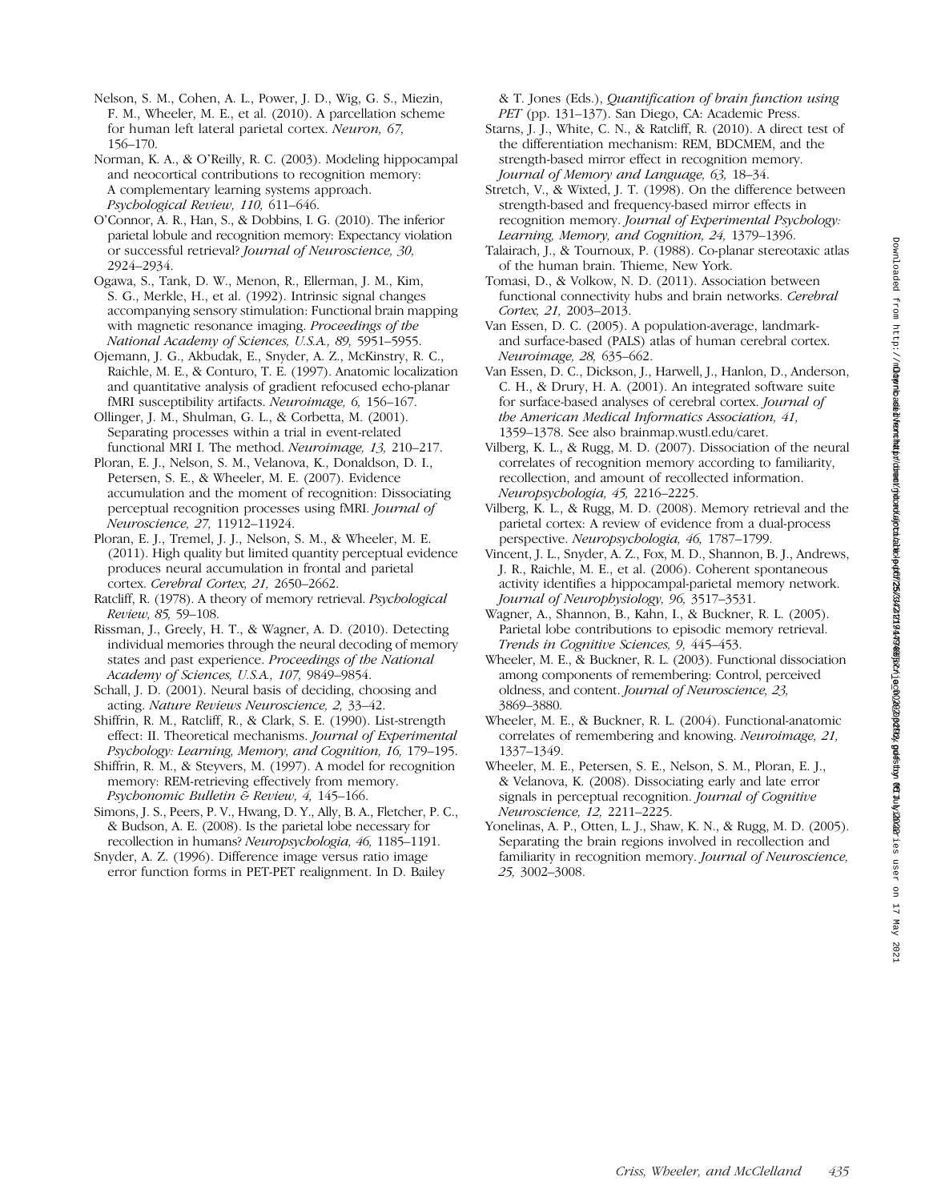Nelson, S. M., Cohen, A. L., Power, J. D., Wig, G. S., Miezin, F. M., Wheeler, M. E., et al. (2010). A parcellation scheme for human left lateral parietal cortex. *Neuron, 67,* 156–170.

Norman, K. A., & O'Reilly, R. C. (2003). Modeling hippocampal and neocortical contributions to recognition memory: A complementary learning systems approach. *Psychological Review, 110,* 611–646.

O'Connor, A. R., Han, S., & Dobbins, I. G. (2010). The inferior parietal lobule and recognition memory: Expectancy violation or successful retrieval? *Journal of Neuroscience, 30,* 2924–2934.

Ogawa, S., Tank, D. W., Menon, R., Ellerman, J. M., Kim, S. G., Merkle, H., et al. (1992). Intrinsic signal changes accompanying sensory stimulation: Functional brain mapping with magnetic resonance imaging. *Proceedings of the National Academy of Sciences, U.S.A., 89,* 5951–5955.

Ojemann, J. G., Akbudak, E., Snyder, A. Z., McKinstry, R. C., Raichle, M. E., & Conturo, T. E. (1997). Anatomic localization and quantitative analysis of gradient refocused echo-planar fMRI susceptibility artifacts. *Neuroimage, 6,* 156–167.

Ollinger, J. M., Shulman, G. L., & Corbetta, M. (2001). Separating processes within a trial in event-related functional MRI I. The method. *Neuroimage, 13,* 210–217.

Ploran, E. J., Nelson, S. M., Velanova, K., Donaldson, D. I., Petersen, S. E., & Wheeler, M. E. (2007). Evidence accumulation and the moment of recognition: Dissociating perceptual recognition processes using fMRI. *Journal of Neuroscience, 27,* 11912–11924.

Ploran, E. J., Tremel, J. J., Nelson, S. M., & Wheeler, M. E. (2011). High quality but limited quantity perceptual evidence produces neural accumulation in frontal and parietal cortex. *Cerebral Cortex, 21,* 2650–2662.

Ratcliff, R. (1978). A theory of memory retrieval. *Psychological Review, 85,* 59–108.

Rissman, J., Greely, H. T., & Wagner, A. D. (2010). Detecting individual memories through the neural decoding of memory states and past experience. *Proceedings of the National Academy of Sciences, U.S.A., 107,* 9849–9854.

Schall, J. D. (2001). Neural basis of deciding, choosing and acting. *Nature Reviews Neuroscience, 2,* 33–42.

Shiffrin, R. M., Ratcliff, R., & Clark, S. E. (1990). List-strength effect: II. Theoretical mechanisms. *Journal of Experimental Psychology: Learning, Memory, and Cognition, 16,* 179–195.

Shiffrin, R. M., & Steyvers, M. (1997). A model for recognition memory: REM-retrieving effectively from memory. *Psychonomic Bulletin & Review, 4,* 145–166.

Simons, J. S., Peers, P. V., Hwang, D. Y., Ally, B. A., Fletcher, P. C., & Budson, A. E. (2008). Is the parietal lobe necessary for recollection in humans? *Neuropsychologia, 46,* 1185–1191.

Snyder, A. Z. (1996). Difference image versus ratio image error function forms in PET-PET realignment. In D. Bailey & T. Jones (Eds.), *Quantification of brain function using PET* (pp. 131–137). San Diego, CA: Academic Press.

Starns, J. J., White, C. N., & Ratcliff, R. (2010). A direct test of the differentiation mechanism: REM, BDCMEM, and the strength-based mirror effect in recognition memory. *Journal of Memory and Language, 63,* 18–34.

Stretch, V., & Wixted, J. T. (1998). On the difference between strength-based and frequency-based mirror effects in recognition memory. *Journal of Experimental Psychology: Learning, Memory, and Cognition, 24,* 1379–1396.

Talairach, J., & Tournoux, P. (1988). Co-planar stereotaxic atlas of the human brain. Thieme, New York.

Tomasi, D., & Volkow, N. D. (2011). Association between functional connectivity hubs and brain networks. *Cerebral Cortex, 21,* 2003–2013.

Van Essen, D. C. (2005). A population-average, landmark- and surface-based (PALS) atlas of human cerebral cortex. *Neuroimage, 28,* 635–662.

Van Essen, D. C., Dickson, J., Harwell, J., Hanlon, D., Anderson, C. H., & Drury, H. A. (2001). An integrated software suite for surface-based analyses of cerebral cortex. *Journal of the American Medical Informatics Association, 41,* 1359–1378. See also brainmap.wustl.edu/caret.

Vilberg, K. L., & Rugg, M. D. (2007). Dissociation of the neural correlates of recognition memory according to familiarity, recollection, and amount of recollected information. *Neuropsychologia, 45,* 2216–2225.

Vilberg, K. L., & Rugg, M. D. (2008). Memory retrieval and the parietal cortex: A review of evidence from a dual-process perspective. *Neuropsychologia, 46,* 1787–1799.

Vincent, J. L., Snyder, A. Z., Fox, M. D., Shannon, B. J., Andrews, J. R., Raichle, M. E., et al. (2006). Coherent spontaneous activity identifies a hippocampal-parietal memory network. *Journal of Neurophysiology, 96,* 3517–3531.

Wagner, A., Shannon, B., Kahn, I., & Buckner, R. L. (2005). Parietal lobe contributions to episodic memory retrieval. *Trends in Cognitive Sciences, 9,* 445–453.

Wheeler, M. E., & Buckner, R. L. (2003). Functional dissociation among components of remembering: Control, perceived oldness, and content. *Journal of Neuroscience, 23,* 3869–3880.

Wheeler, M. E., & Buckner, R. L. (2004). Functional-anatomic correlates of remembering and knowing. *Neuroimage, 21,* 1337–1349.

Wheeler, M. E., Petersen, S. E., Nelson, S. M., Ploran, E. J., & Velanova, K. (2008). Dissociating early and late error signals in perceptual recognition. *Journal of Cognitive Neuroscience, 12,* 2211–2225.

Yonelinas, A. P., Otten, L. J., Shaw, K. N., & Rugg, M. D. (2005). Separating the brain regions involved in recollection and familiarity in recognition memory. *Journal of Neuroscience, 25,* 3002–3008.